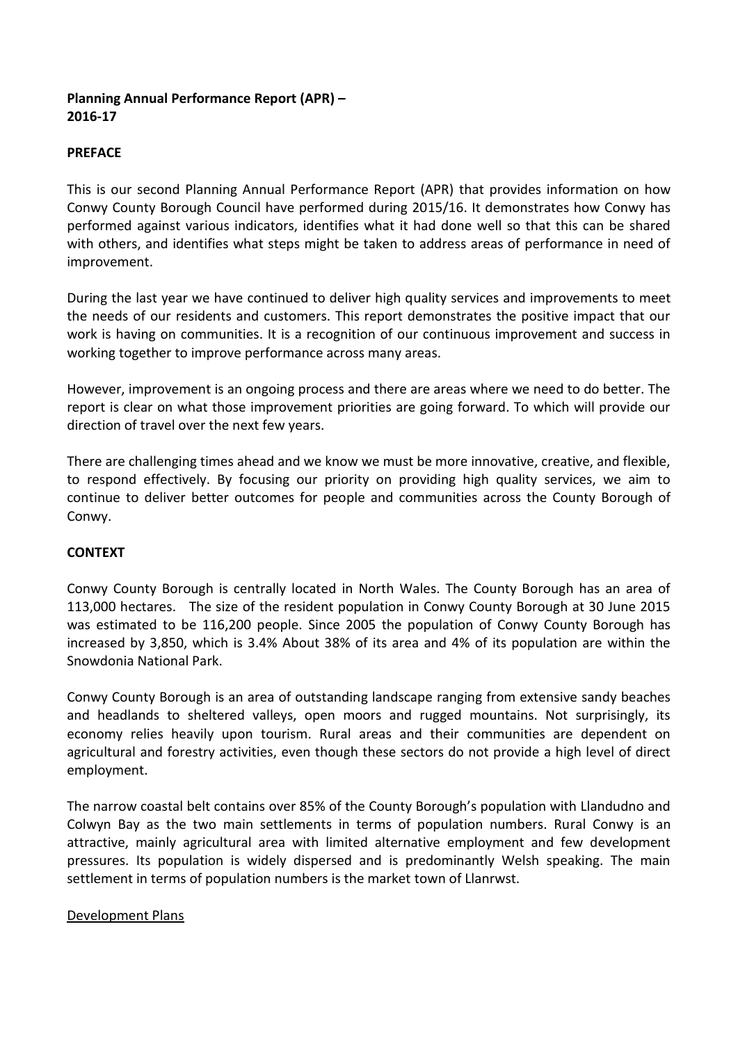**Planning Annual Performance Report (APR) – 2016-17**

**PREFACE**

This is our second Planning Annual Performance Report (APR) that provides information on how Conwy County Borough Council have performed during 2015/16. It demonstrates how Conwy has performed against various indicators, identifies what it had done well so that this can be shared with others, and identifies what steps might be taken to address areas of performance in need of improvement.

During the last year we have continued to deliver high quality services and improvements to meet the needs of our residents and customers. This report demonstrates the positive impact that our work is having on communities. It is a recognition of our continuous improvement and success in working together to improve performance across many areas.

However, improvement is an ongoing process and there are areas where we need to do better. The report is clear on what those improvement priorities are going forward. To which will provide our direction of travel over the next few years.

There are challenging times ahead and we know we must be more innovative, creative, and flexible, to respond effectively. By focusing our priority on providing high quality services, we aim to continue to deliver better outcomes for people and communities across the County Borough of Conwy.

**CONTEXT**

Conwy County Borough is centrally located in North Wales. The County Borough has an area of 113,000 hectares. The size of the resident population in Conwy County Borough at 30 June 2015 was estimated to be 116,200 people. Since 2005 the population of Conwy County Borough has increased by 3,850, which is 3.4% About 38% of its area and 4% of its population are within the Snowdonia National Park.

Conwy County Borough is an area of outstanding landscape ranging from extensive sandy beaches and headlands to sheltered valleys, open moors and rugged mountains. Not surprisingly, its economy relies heavily upon tourism. Rural areas and their communities are dependent on agricultural and forestry activities, even though these sectors do not provide a high level of direct employment.

The narrow coastal belt contains over 85% of the County Borough's population with Llandudno and Colwyn Bay as the two main settlements in terms of population numbers. Rural Conwy is an attractive, mainly agricultural area with limited alternative employment and few development pressures. Its population is widely dispersed and is predominantly Welsh speaking. The main settlement in terms of population numbers is the market town of Llanrwst.

<u>Development Plans</u>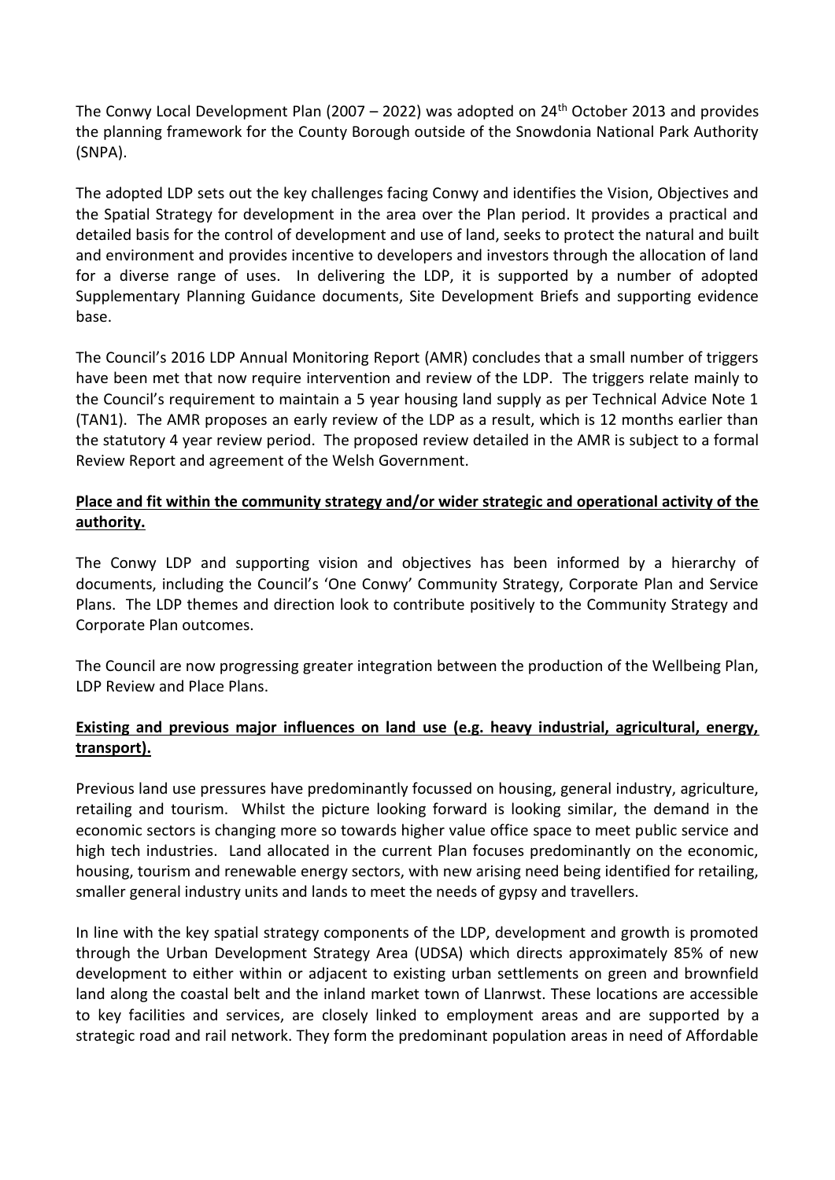The Conwy Local Development Plan (2007 – 2022) was adopted on 24th October 2013 and provides the planning framework for the County Borough outside of the Snowdonia National Park Authority (SNPA).

The adopted LDP sets out the key challenges facing Conwy and identifies the Vision, Objectives and the Spatial Strategy for development in the area over the Plan period. It provides a practical and detailed basis for the control of development and use of land, seeks to protect the natural and built and environment and provides incentive to developers and investors through the allocation of land for a diverse range of uses. In delivering the LDP, it is supported by a number of adopted Supplementary Planning Guidance documents, Site Development Briefs and supporting evidence base.

The Council's 2016 LDP Annual Monitoring Report (AMR) concludes that a small number of triggers have been met that now require intervention and review of the LDP. The triggers relate mainly to the Council's requirement to maintain a 5 year housing land supply as per Technical Advice Note 1 (TAN1). The AMR proposes an early review of the LDP as a result, which is 12 months earlier than the statutory 4 year review period. The proposed review detailed in the AMR is subject to a formal Review Report and agreement of the Welsh Government.

**Place and fit within the community strategy and/or wider strategic and operational activity of the authority.**

The Conwy LDP and supporting vision and objectives has been informed by a hierarchy of documents, including the Council's 'One Conwy' Community Strategy, Corporate Plan and Service Plans. The LDP themes and direction look to contribute positively to the Community Strategy and Corporate Plan outcomes.

The Council are now progressing greater integration between the production of the Wellbeing Plan, LDP Review and Place Plans.

**Existing and previous major influences on land use (e.g. heavy industrial, agricultural, energy, transport).**

Previous land use pressures have predominantly focussed on housing, general industry, agriculture, retailing and tourism. Whilst the picture looking forward is looking similar, the demand in the economic sectors is changing more so towards higher value office space to meet public service and high tech industries. Land allocated in the current Plan focuses predominantly on the economic, housing, tourism and renewable energy sectors, with new arising need being identified for retailing, smaller general industry units and lands to meet the needs of gypsy and travellers.

In line with the key spatial strategy components of the LDP, development and growth is promoted through the Urban Development Strategy Area (UDSA) which directs approximately 85% of new development to either within or adjacent to existing urban settlements on green and brownfield land along the coastal belt and the inland market town of Llanrwst. These locations are accessible to key facilities and services, are closely linked to employment areas and are supported by a strategic road and rail network. They form the predominant population areas in need of Affordable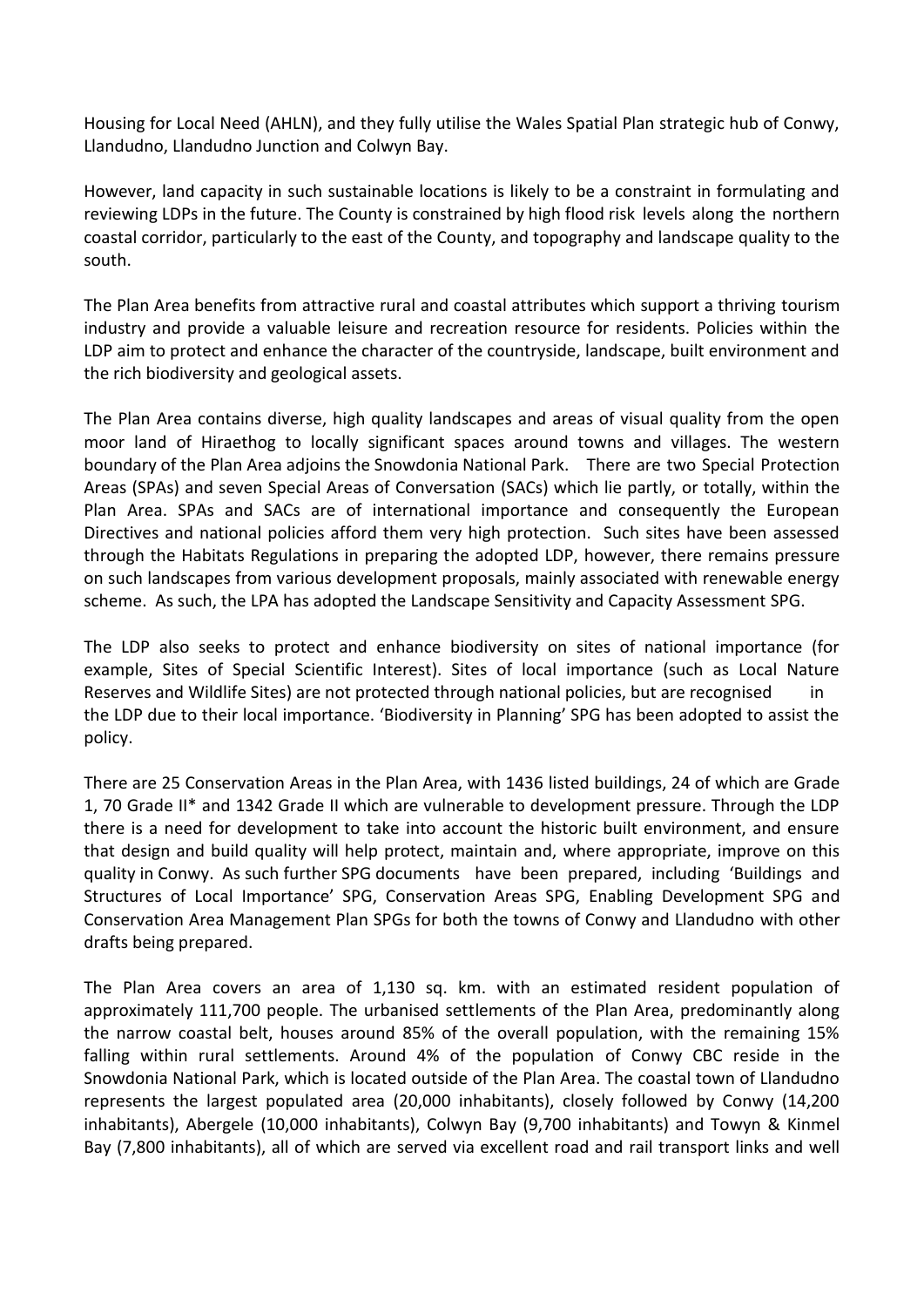Housing for Local Need (AHLN), and they fully utilise the Wales Spatial Plan strategic hub of Conwy, Llandudno, Llandudno Junction and Colwyn Bay.

However, land capacity in such sustainable locations is likely to be a constraint in formulating and reviewing LDPs in the future. The County is constrained by high flood risk levels along the northern coastal corridor, particularly to the east of the County, and topography and landscape quality to the south.

The Plan Area benefits from attractive rural and coastal attributes which support a thriving tourism industry and provide a valuable leisure and recreation resource for residents. Policies within the LDP aim to protect and enhance the character of the countryside, landscape, built environment and the rich biodiversity and geological assets.

The Plan Area contains diverse, high quality landscapes and areas of visual quality from the open moor land of Hiraethog to locally significant spaces around towns and villages. The western boundary of the Plan Area adjoins the Snowdonia National Park. There are two Special Protection Areas (SPAs) and seven Special Areas of Conversation (SACs) which lie partly, or totally, within the Plan Area. SPAs and SACs are of international importance and consequently the European Directives and national policies afford them very high protection. Such sites have been assessed through the Habitats Regulations in preparing the adopted LDP, however, there remains pressure on such landscapes from various development proposals, mainly associated with renewable energy scheme. As such, the LPA has adopted the Landscape Sensitivity and Capacity Assessment SPG.

The LDP also seeks to protect and enhance biodiversity on sites of national importance (for example, Sites of Special Scientific Interest). Sites of local importance (such as Local Nature Reserves and Wildlife Sites) are not protected through national policies, but are recognised in the LDP due to their local importance. 'Biodiversity in Planning' SPG has been adopted to assist the policy.

There are 25 Conservation Areas in the Plan Area, with 1436 listed buildings, 24 of which are Grade 1, 70 Grade II* and 1342 Grade II which are vulnerable to development pressure. Through the LDP there is a need for development to take into account the historic built environment, and ensure that design and build quality will help protect, maintain and, where appropriate, improve on this quality in Conwy. As such further SPG documents have been prepared, including 'Buildings and Structures of Local Importance' SPG, Conservation Areas SPG, Enabling Development SPG and Conservation Area Management Plan SPGs for both the towns of Conwy and Llandudno with other drafts being prepared.

The Plan Area covers an area of 1,130 sq. km. with an estimated resident population of approximately 111,700 people. The urbanised settlements of the Plan Area, predominantly along the narrow coastal belt, houses around 85% of the overall population, with the remaining 15% falling within rural settlements. Around 4% of the population of Conwy CBC reside in the Snowdonia National Park, which is located outside of the Plan Area. The coastal town of Llandudno represents the largest populated area (20,000 inhabitants), closely followed by Conwy (14,200 inhabitants), Abergele (10,000 inhabitants), Colwyn Bay (9,700 inhabitants) and Towyn & Kinmel Bay (7,800 inhabitants), all of which are served via excellent road and rail transport links and well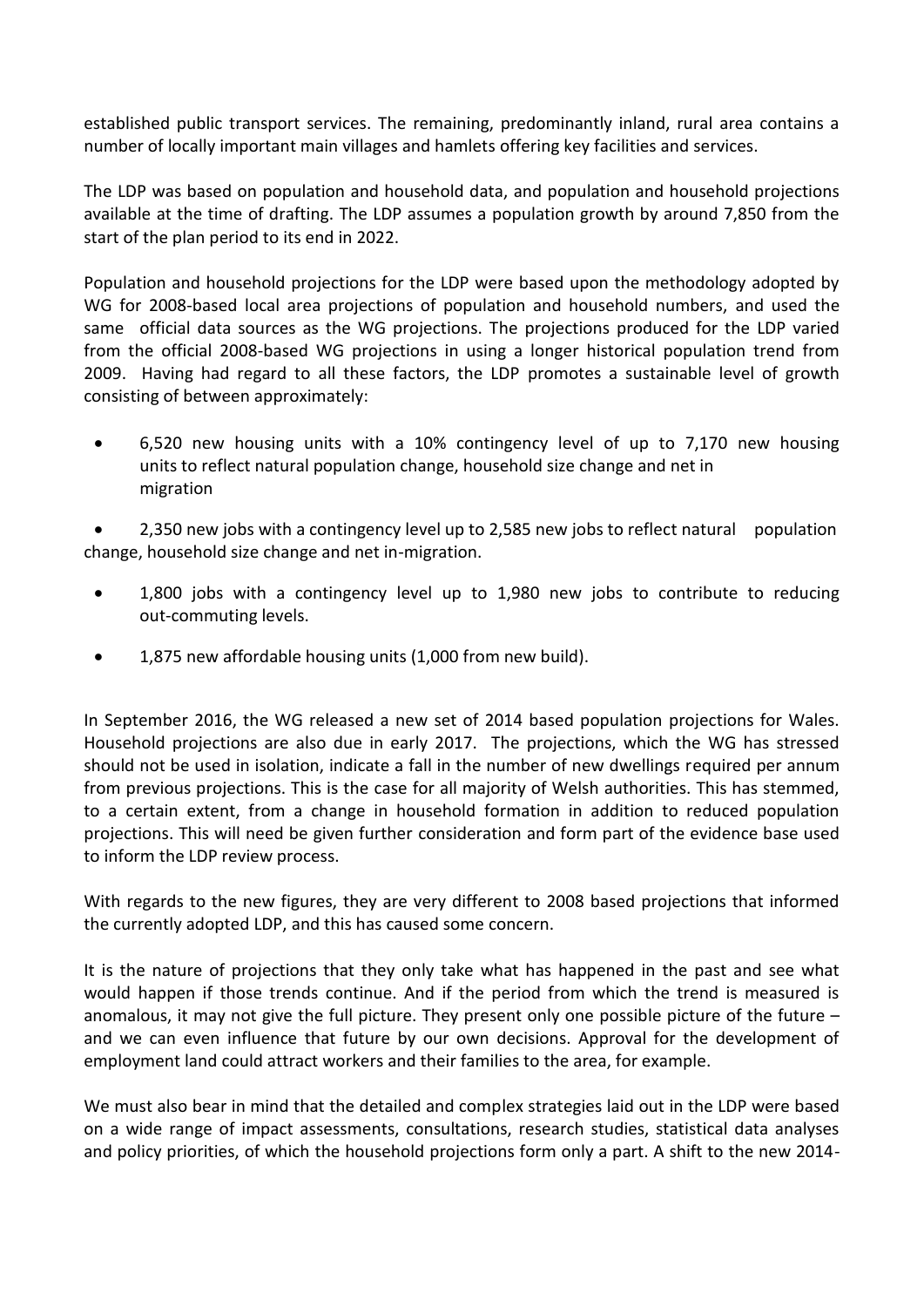established public transport services. The remaining, predominantly inland, rural area contains a number of locally important main villages and hamlets offering key facilities and services.

The LDP was based on population and household data, and population and household projections available at the time of drafting. The LDP assumes a population growth by around 7,850 from the start of the plan period to its end in 2022.

Population and household projections for the LDP were based upon the methodology adopted by WG for 2008-based local area projections of population and household numbers, and used the same official data sources as the WG projections. The projections produced for the LDP varied from the official 2008-based WG projections in using a longer historical population trend from 2009. Having had regard to all these factors, the LDP promotes a sustainable level of growth consisting of between approximately:

- 6,520 new housing units with a 10% contingency level of up to 7,170 new housing units to reflect natural population change, household size change and net in migration
- 2,350 new jobs with a contingency level up to 2,585 new jobs to reflect natural population change, household size change and net in-migration.
- 1,800 jobs with a contingency level up to 1,980 new jobs to contribute to reducing out-commuting levels.
- 1,875 new affordable housing units (1,000 from new build).

In September 2016, the WG released a new set of 2014 based population projections for Wales. Household projections are also due in early 2017. The projections, which the WG has stressed should not be used in isolation, indicate a fall in the number of new dwellings required per annum from previous projections. This is the case for all majority of Welsh authorities. This has stemmed, to a certain extent, from a change in household formation in addition to reduced population projections. This will need be given further consideration and form part of the evidence base used to inform the LDP review process.

With regards to the new figures, they are very different to 2008 based projections that informed the currently adopted LDP, and this has caused some concern.

It is the nature of projections that they only take what has happened in the past and see what would happen if those trends continue. And if the period from which the trend is measured is anomalous, it may not give the full picture. They present only one possible picture of the future – and we can even influence that future by our own decisions. Approval for the development of employment land could attract workers and their families to the area, for example.

We must also bear in mind that the detailed and complex strategies laid out in the LDP were based on a wide range of impact assessments, consultations, research studies, statistical data analyses and policy priorities, of which the household projections form only a part. A shift to the new 2014-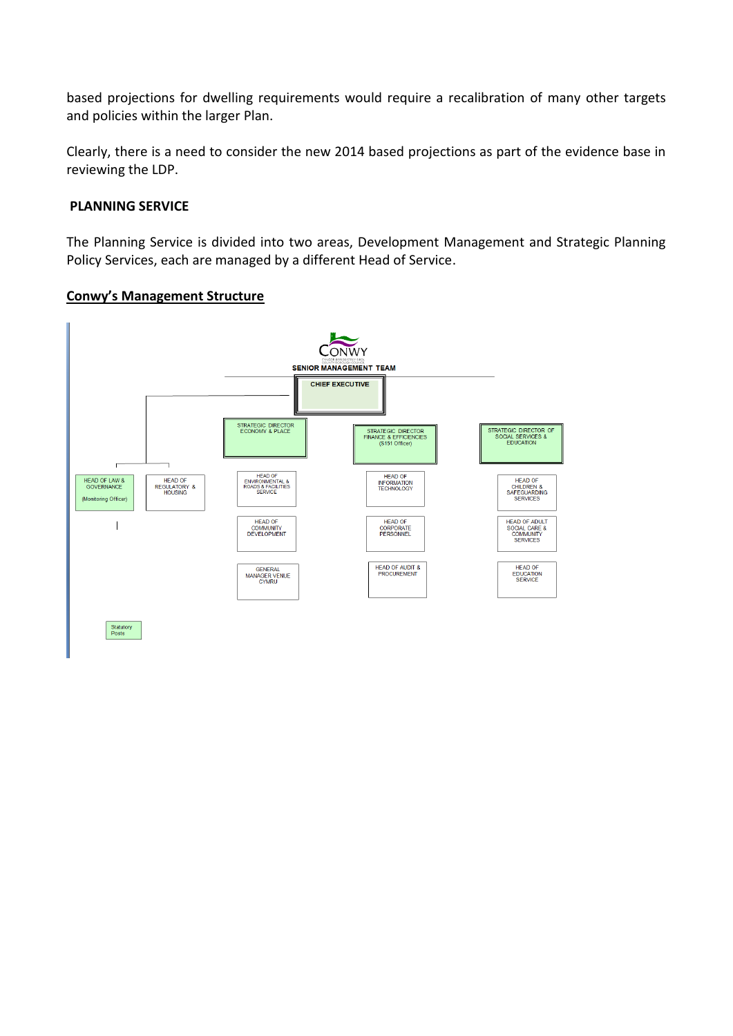based projections for dwelling requirements would require a recalibration of many other targets and policies within the larger Plan.

Clearly, there is a need to consider the new 2014 based projections as part of the evidence base in reviewing the LDP.

## PLANNING SERVICE

The Planning Service is divided into two areas, Development Management and Strategic Planning Policy Services, each are managed by a different Head of Service.

**Conwy's Management Structure**

CONWY

SENIOR MANAGEMENT TEAM

CHIEF EXECUTIVE

- HEAD OF LAW & GOVERNANCE (Monitoring Officer)
- HEAD OF REGULATORY & HOUSING
- STRATEGIC DIRECTOR ECONOMY & PLACE
  - HEAD OF ENVIRONMENTAL & ROADS & FACILITIES SERVICE
  - HEAD OF COMMUNITY DEVELOPMENT
  - GENERAL MANAGER VENUE CYMRU
- STRATEGIC DIRECTOR FINANCE & EFFICIENCIES (S151 Officer)
  - HEAD OF INFORMATION TECHNOLOGY
  - HEAD OF CORPORATE PERSONNEL
  - HEAD OF AUDIT & PROCUREMENT
- STRATEGIC DIRECTOR OF SOCIAL SERVICES & EDUCATION
  - HEAD OF CHILDREN & SAFEGUARDING SERVICES
  - HEAD OF ADULT SOCIAL CARE & COMMUNITY SERVICES
  - HEAD OF EDUCATION SERVICE

Statutory Posts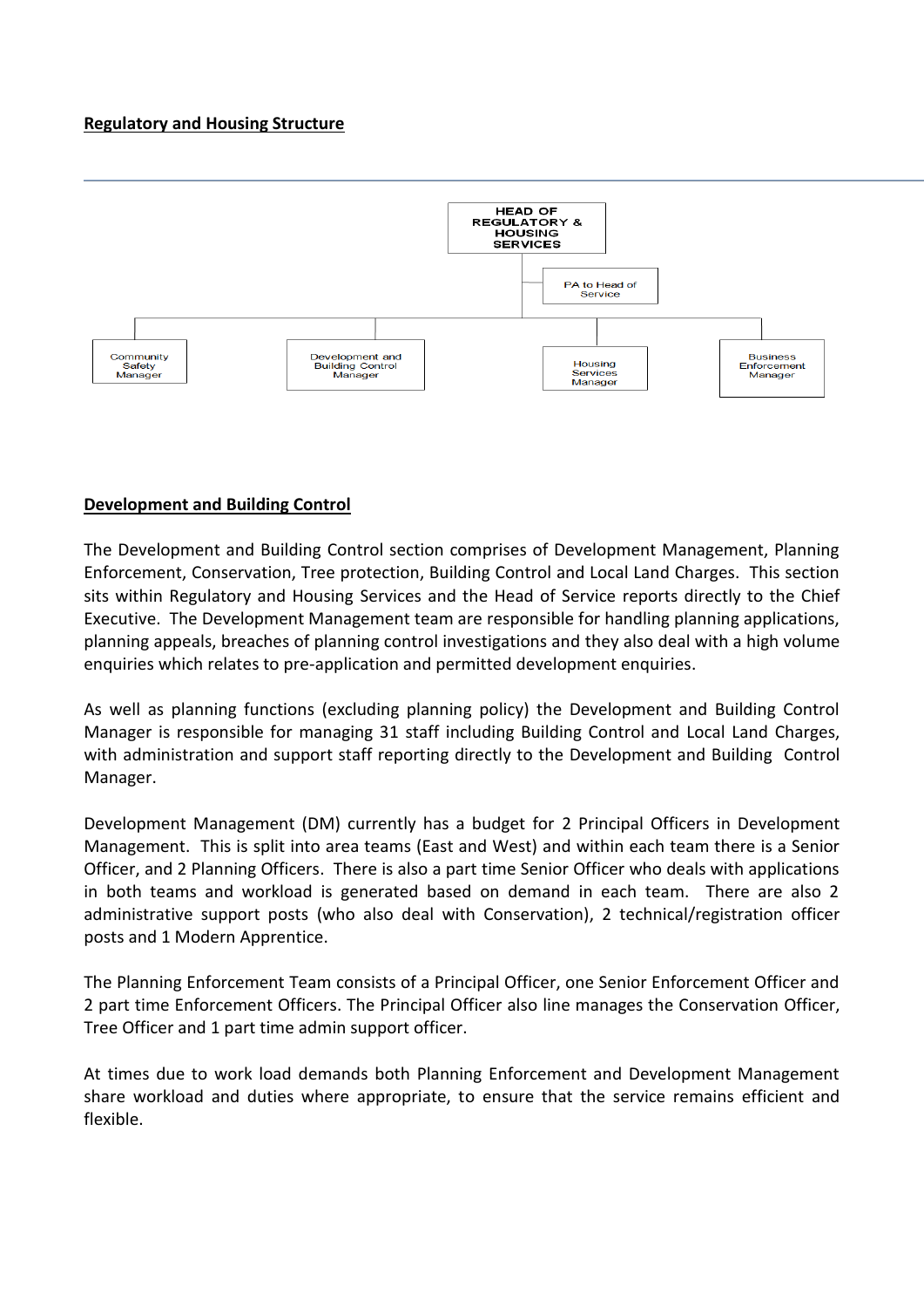**Regulatory and Housing Structure**

- HEAD OF REGULATORY & HOUSING SERVICES
  - PA to Head of Service
  - Community Safety Manager
  - Development and Building Control Manager
  - Housing Services Manager
  - Business Enforcement Manager

**Development and Building Control**

The Development and Building Control section comprises of Development Management, Planning Enforcement, Conservation, Tree protection, Building Control and Local Land Charges. This section sits within Regulatory and Housing Services and the Head of Service reports directly to the Chief Executive. The Development Management team are responsible for handling planning applications, planning appeals, breaches of planning control investigations and they also deal with a high volume enquiries which relates to pre-application and permitted development enquiries.

As well as planning functions (excluding planning policy) the Development and Building Control Manager is responsible for managing 31 staff including Building Control and Local Land Charges, with administration and support staff reporting directly to the Development and Building Control Manager.

Development Management (DM) currently has a budget for 2 Principal Officers in Development Management. This is split into area teams (East and West) and within each team there is a Senior Officer, and 2 Planning Officers. There is also a part time Senior Officer who deals with applications in both teams and workload is generated based on demand in each team. There are also 2 administrative support posts (who also deal with Conservation), 2 technical/registration officer posts and 1 Modern Apprentice.

The Planning Enforcement Team consists of a Principal Officer, one Senior Enforcement Officer and 2 part time Enforcement Officers. The Principal Officer also line manages the Conservation Officer, Tree Officer and 1 part time admin support officer.

At times due to work load demands both Planning Enforcement and Development Management share workload and duties where appropriate, to ensure that the service remains efficient and flexible.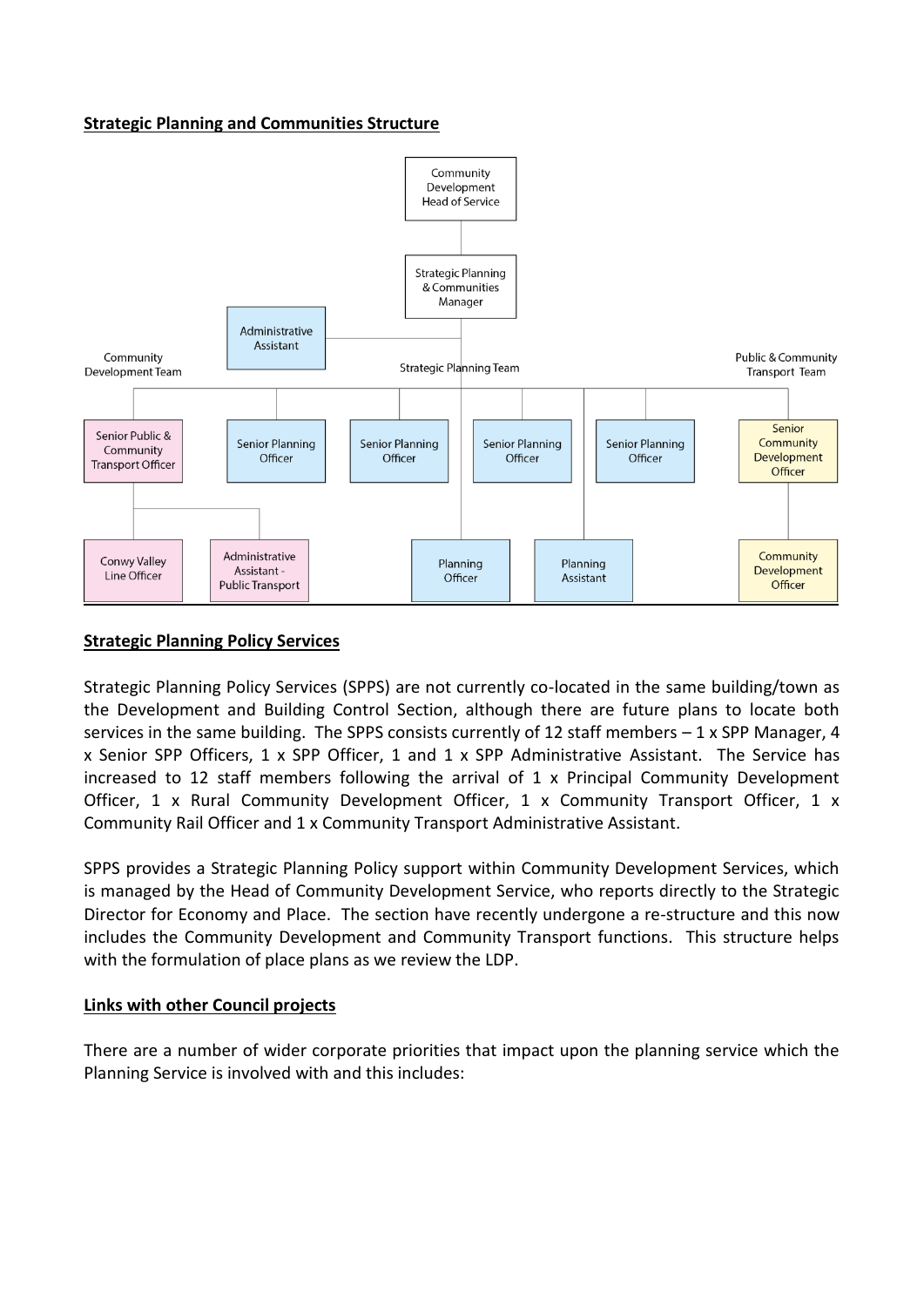## Strategic Planning and Communities Structure

- Community Development Head of Service
  - Strategic Planning & Communities Manager
    - Administrative Assistant
    - Community Development Team
      - Senior Public & Community Transport Officer
        - Conwy Valley Line Officer
        - Administrative Assistant - Public Transport
    - Strategic Planning Team
      - Senior Planning Officer
      - Senior Planning Officer
      - Senior Planning Officer
      - Senior Planning Officer
      - Planning Officer
      - Planning Assistant
    - Public & Community Transport Team
      - Senior Community Development Officer
        - Community Development Officer

## Strategic Planning Policy Services

Strategic Planning Policy Services (SPPS) are not currently co-located in the same building/town as the Development and Building Control Section, although there are future plans to locate both services in the same building. The SPPS consists currently of 12 staff members – 1 x SPP Manager, 4 x Senior SPP Officers, 1 x SPP Officer, 1 and 1 x SPP Administrative Assistant. The Service has increased to 12 staff members following the arrival of 1 x Principal Community Development Officer, 1 x Rural Community Development Officer, 1 x Community Transport Officer, 1 x Community Rail Officer and 1 x Community Transport Administrative Assistant.

SPPS provides a Strategic Planning Policy support within Community Development Services, which is managed by the Head of Community Development Service, who reports directly to the Strategic Director for Economy and Place. The section have recently undergone a re-structure and this now includes the Community Development and Community Transport functions. This structure helps with the formulation of place plans as we review the LDP.

## Links with other Council projects

There are a number of wider corporate priorities that impact upon the planning service which the Planning Service is involved with and this includes: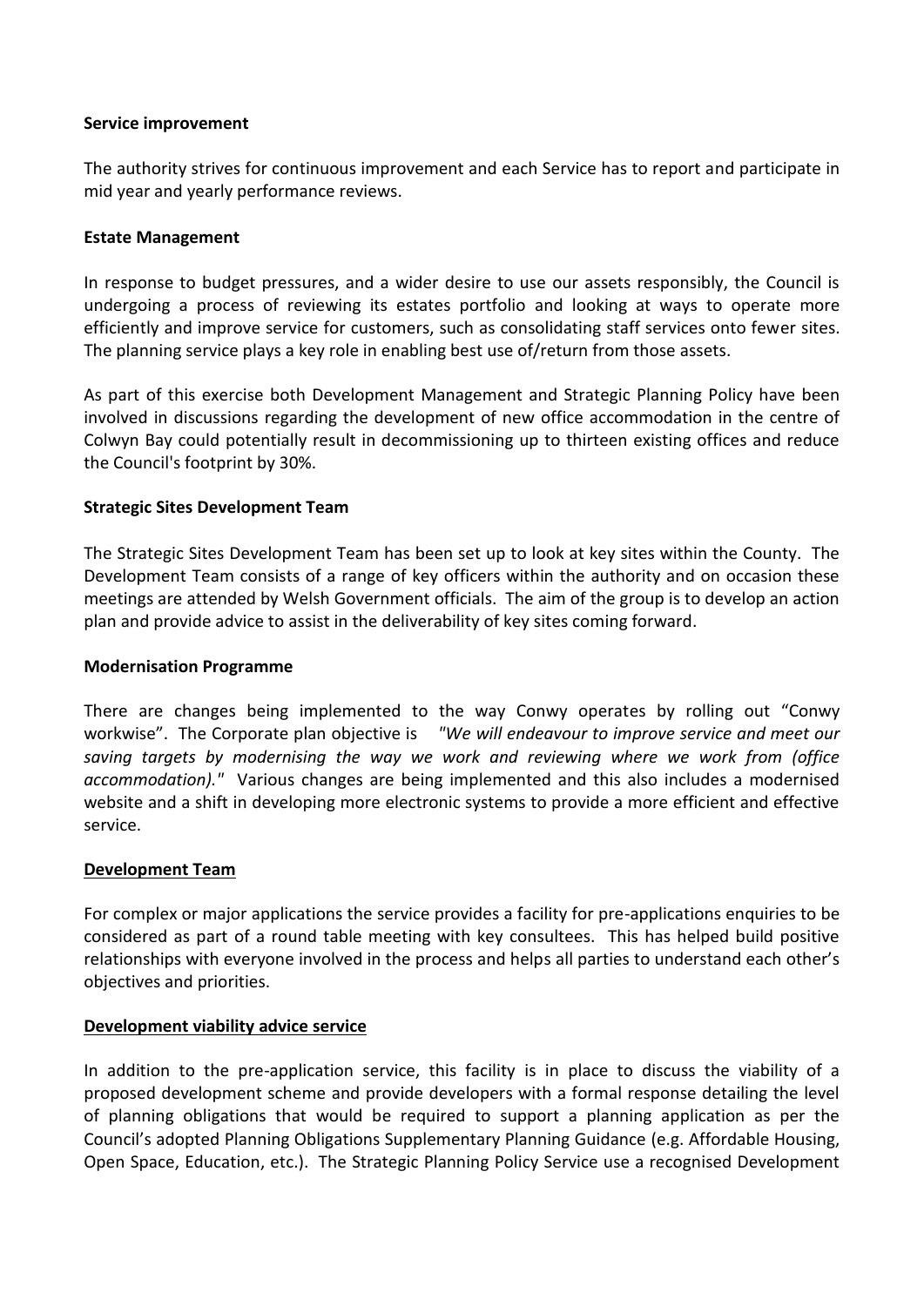**Service improvement**

The authority strives for continuous improvement and each Service has to report and participate in mid year and yearly performance reviews.

**Estate Management**

In response to budget pressures, and a wider desire to use our assets responsibly, the Council is undergoing a process of reviewing its estates portfolio and looking at ways to operate more efficiently and improve service for customers, such as consolidating staff services onto fewer sites. The planning service plays a key role in enabling best use of/return from those assets.

As part of this exercise both Development Management and Strategic Planning Policy have been involved in discussions regarding the development of new office accommodation in the centre of Colwyn Bay could potentially result in decommissioning up to thirteen existing offices and reduce the Council's footprint by 30%.

**Strategic Sites Development Team**

The Strategic Sites Development Team has been set up to look at key sites within the County. The Development Team consists of a range of key officers within the authority and on occasion these meetings are attended by Welsh Government officials. The aim of the group is to develop an action plan and provide advice to assist in the deliverability of key sites coming forward.

**Modernisation Programme**

There are changes being implemented to the way Conwy operates by rolling out "Conwy workwise". The Corporate plan objective is *"We will endeavour to improve service and meet our saving targets by modernising the way we work and reviewing where we work from (office accommodation)."* Various changes are being implemented and this also includes a modernised website and a shift in developing more electronic systems to provide a more efficient and effective service.

**Development Team**

For complex or major applications the service provides a facility for pre-applications enquiries to be considered as part of a round table meeting with key consultees. This has helped build positive relationships with everyone involved in the process and helps all parties to understand each other's objectives and priorities.

**Development viability advice service**

In addition to the pre-application service, this facility is in place to discuss the viability of a proposed development scheme and provide developers with a formal response detailing the level of planning obligations that would be required to support a planning application as per the Council's adopted Planning Obligations Supplementary Planning Guidance (e.g. Affordable Housing, Open Space, Education, etc.). The Strategic Planning Policy Service use a recognised Development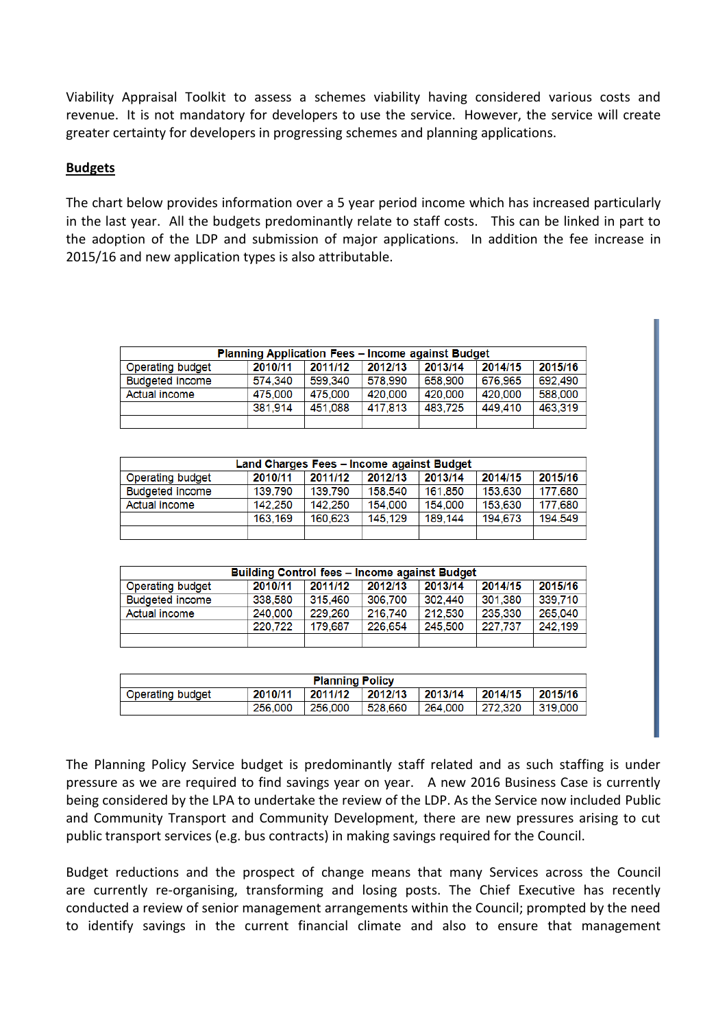Viability Appraisal Toolkit to assess a schemes viability having considered various costs and revenue. It is not mandatory for developers to use the service. However, the service will create greater certainty for developers in progressing schemes and planning applications.

## Budgets

The chart below provides information over a 5 year period income which has increased particularly in the last year. All the budgets predominantly relate to staff costs. This can be linked in part to the adoption of the LDP and submission of major applications. In addition the fee increase in 2015/16 and new application types is also attributable.

| Planning Application Fees – Income against Budget | | | | | | |
|---|---|---|---|---|---|---|
| Operating budget | 2010/11 | 2011/12 | 2012/13 | 2013/14 | 2014/15 | 2015/16 |
| Budgeted income | 574,340 | 599,340 | 578,990 | 658,900 | 676,965 | 692,490 |
| Actual income | 475,000 | 475,000 | 420,000 | 420,000 | 420,000 | 588,000 |
| | 381,914 | 451,088 | 417,813 | 483,725 | 449,410 | 463,319 |
| | | | | | | |

| Land Charges Fees – Income against Budget | | | | | | |
|---|---|---|---|---|---|---|
| Operating budget | 2010/11 | 2011/12 | 2012/13 | 2013/14 | 2014/15 | 2015/16 |
| Budgeted income | 139,790 | 139,790 | 158,540 | 161,850 | 153,630 | 177,680 |
| Actual income | 142,250 | 142,250 | 154,000 | 154,000 | 153,630 | 177,680 |
| | 163,169 | 160,623 | 145,129 | 189,144 | 194,673 | 194,549 |
| | | | | | | |

| Building Control fees – Income against Budget | | | | | | |
|---|---|---|---|---|---|---|
| Operating budget | 2010/11 | 2011/12 | 2012/13 | 2013/14 | 2014/15 | 2015/16 |
| Budgeted income | 338,580 | 315,460 | 306,700 | 302,440 | 301,380 | 339,710 |
| Actual income | 240,000 | 229,260 | 216,740 | 212,530 | 235,330 | 265,040 |
| | 220,722 | 179,687 | 226,654 | 245,500 | 227,737 | 242,199 |
| | | | | | | |

| Planning Policy | | | | | | |
|---|---|---|---|---|---|---|
| Operating budget | 2010/11 | 2011/12 | 2012/13 | 2013/14 | 2014/15 | 2015/16 |
| | 256,000 | 256,000 | 528,660 | 264,000 | 272,320 | 319,000 |

The Planning Policy Service budget is predominantly staff related and as such staffing is under pressure as we are required to find savings year on year. A new 2016 Business Case is currently being considered by the LPA to undertake the review of the LDP. As the Service now included Public and Community Transport and Community Development, there are new pressures arising to cut public transport services (e.g. bus contracts) in making savings required for the Council.

Budget reductions and the prospect of change means that many Services across the Council are currently re-organising, transforming and losing posts. The Chief Executive has recently conducted a review of senior management arrangements within the Council; prompted by the need to identify savings in the current financial climate and also to ensure that management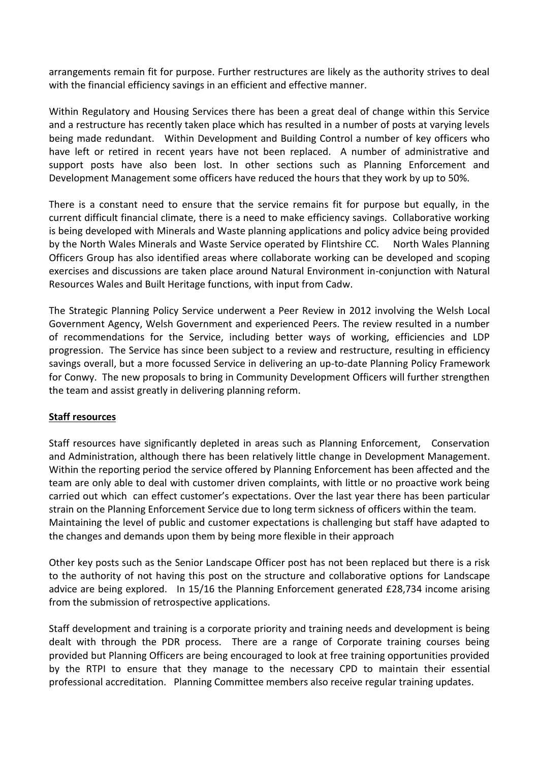arrangements remain fit for purpose. Further restructures are likely as the authority strives to deal with the financial efficiency savings in an efficient and effective manner.

Within Regulatory and Housing Services there has been a great deal of change within this Service and a restructure has recently taken place which has resulted in a number of posts at varying levels being made redundant. Within Development and Building Control a number of key officers who have left or retired in recent years have not been replaced. A number of administrative and support posts have also been lost. In other sections such as Planning Enforcement and Development Management some officers have reduced the hours that they work by up to 50%.

There is a constant need to ensure that the service remains fit for purpose but equally, in the current difficult financial climate, there is a need to make efficiency savings. Collaborative working is being developed with Minerals and Waste planning applications and policy advice being provided by the North Wales Minerals and Waste Service operated by Flintshire CC. North Wales Planning Officers Group has also identified areas where collaborate working can be developed and scoping exercises and discussions are taken place around Natural Environment in-conjunction with Natural Resources Wales and Built Heritage functions, with input from Cadw.

The Strategic Planning Policy Service underwent a Peer Review in 2012 involving the Welsh Local Government Agency, Welsh Government and experienced Peers. The review resulted in a number of recommendations for the Service, including better ways of working, efficiencies and LDP progression. The Service has since been subject to a review and restructure, resulting in efficiency savings overall, but a more focussed Service in delivering an up-to-date Planning Policy Framework for Conwy. The new proposals to bring in Community Development Officers will further strengthen the team and assist greatly in delivering planning reform.

**Staff resources**

Staff resources have significantly depleted in areas such as Planning Enforcement, Conservation and Administration, although there has been relatively little change in Development Management. Within the reporting period the service offered by Planning Enforcement has been affected and the team are only able to deal with customer driven complaints, with little or no proactive work being carried out which can effect customer's expectations. Over the last year there has been particular strain on the Planning Enforcement Service due to long term sickness of officers within the team. Maintaining the level of public and customer expectations is challenging but staff have adapted to the changes and demands upon them by being more flexible in their approach

Other key posts such as the Senior Landscape Officer post has not been replaced but there is a risk to the authority of not having this post on the structure and collaborative options for Landscape advice are being explored. In 15/16 the Planning Enforcement generated £28,734 income arising from the submission of retrospective applications.

Staff development and training is a corporate priority and training needs and development is being dealt with through the PDR process. There are a range of Corporate training courses being provided but Planning Officers are being encouraged to look at free training opportunities provided by the RTPI to ensure that they manage to the necessary CPD to maintain their essential professional accreditation. Planning Committee members also receive regular training updates.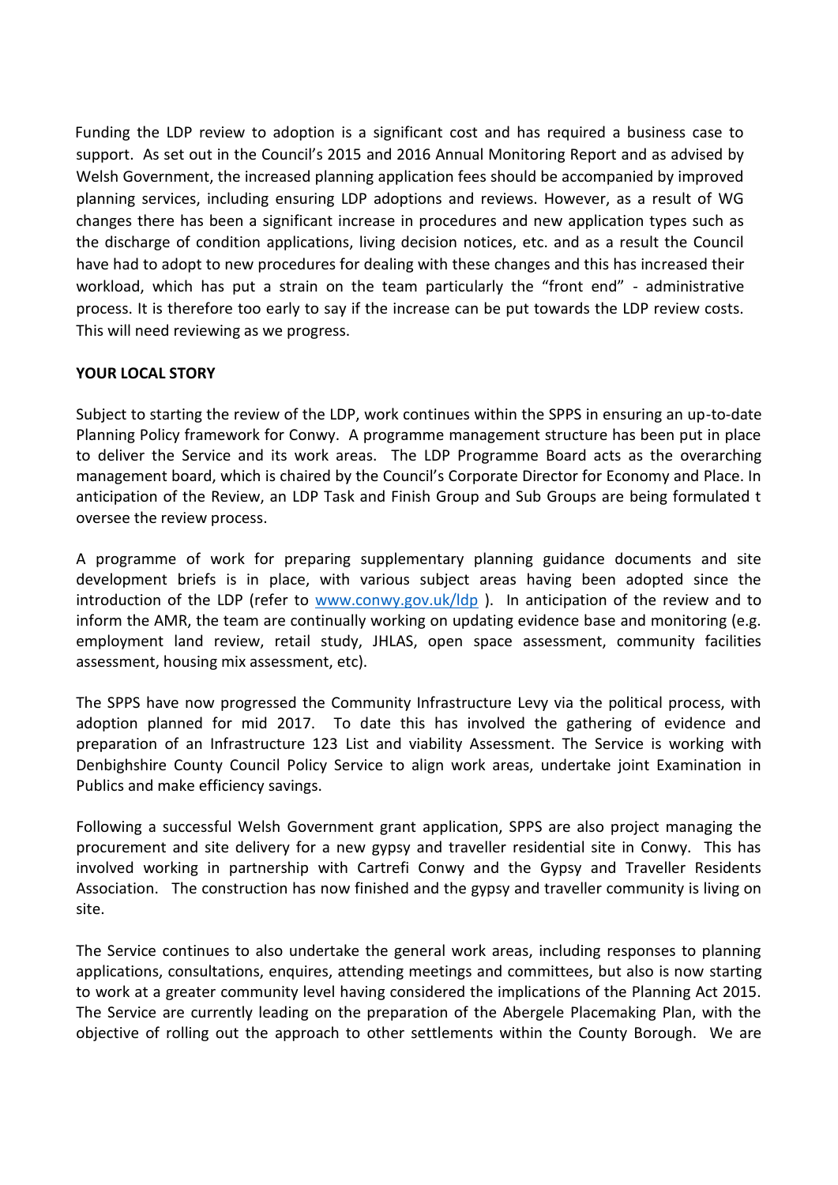Funding the LDP review to adoption is a significant cost and has required a business case to support. As set out in the Council's 2015 and 2016 Annual Monitoring Report and as advised by Welsh Government, the increased planning application fees should be accompanied by improved planning services, including ensuring LDP adoptions and reviews. However, as a result of WG changes there has been a significant increase in procedures and new application types such as the discharge of condition applications, living decision notices, etc. and as a result the Council have had to adopt to new procedures for dealing with these changes and this has increased their workload, which has put a strain on the team particularly the "front end" - administrative process. It is therefore too early to say if the increase can be put towards the LDP review costs. This will need reviewing as we progress.

**YOUR LOCAL STORY**

Subject to starting the review of the LDP, work continues within the SPPS in ensuring an up-to-date Planning Policy framework for Conwy. A programme management structure has been put in place to deliver the Service and its work areas. The LDP Programme Board acts as the overarching management board, which is chaired by the Council's Corporate Director for Economy and Place. In anticipation of the Review, an LDP Task and Finish Group and Sub Groups are being formulated t oversee the review process.

A programme of work for preparing supplementary planning guidance documents and site development briefs is in place, with various subject areas having been adopted since the introduction of the LDP (refer to [www.conwy.gov.uk/ldp](www.conwy.gov.uk/ldp) ). In anticipation of the review and to inform the AMR, the team are continually working on updating evidence base and monitoring (e.g. employment land review, retail study, JHLAS, open space assessment, community facilities assessment, housing mix assessment, etc).

The SPPS have now progressed the Community Infrastructure Levy via the political process, with adoption planned for mid 2017. To date this has involved the gathering of evidence and preparation of an Infrastructure 123 List and viability Assessment. The Service is working with Denbighshire County Council Policy Service to align work areas, undertake joint Examination in Publics and make efficiency savings.

Following a successful Welsh Government grant application, SPPS are also project managing the procurement and site delivery for a new gypsy and traveller residential site in Conwy. This has involved working in partnership with Cartrefi Conwy and the Gypsy and Traveller Residents Association. The construction has now finished and the gypsy and traveller community is living on site.

The Service continues to also undertake the general work areas, including responses to planning applications, consultations, enquires, attending meetings and committees, but also is now starting to work at a greater community level having considered the implications of the Planning Act 2015. The Service are currently leading on the preparation of the Abergele Placemaking Plan, with the objective of rolling out the approach to other settlements within the County Borough. We are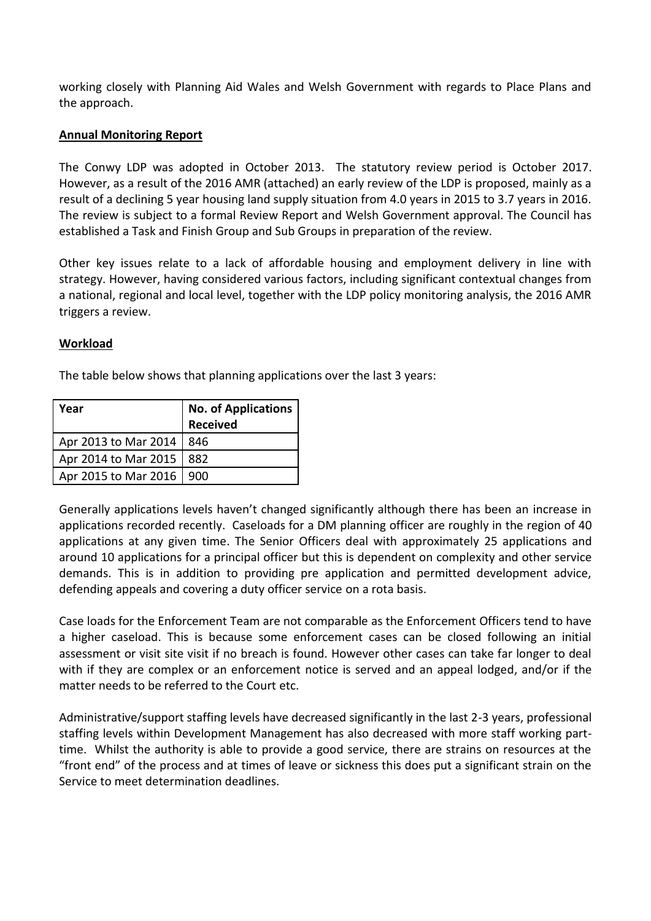working closely with Planning Aid Wales and Welsh Government with regards to Place Plans and the approach.

**Annual Monitoring Report**

The Conwy LDP was adopted in October 2013. The statutory review period is October 2017. However, as a result of the 2016 AMR (attached) an early review of the LDP is proposed, mainly as a result of a declining 5 year housing land supply situation from 4.0 years in 2015 to 3.7 years in 2016. The review is subject to a formal Review Report and Welsh Government approval. The Council has established a Task and Finish Group and Sub Groups in preparation of the review.

Other key issues relate to a lack of affordable housing and employment delivery in line with strategy. However, having considered various factors, including significant contextual changes from a national, regional and local level, together with the LDP policy monitoring analysis, the 2016 AMR triggers a review.

**Workload**

The table below shows that planning applications over the last 3 years:

| Year | No. of Applications Received |
|---|---|
| Apr 2013 to Mar 2014 | 846 |
| Apr 2014 to Mar 2015 | 882 |
| Apr 2015 to Mar 2016 | 900 |

Generally applications levels haven't changed significantly although there has been an increase in applications recorded recently. Caseloads for a DM planning officer are roughly in the region of 40 applications at any given time. The Senior Officers deal with approximately 25 applications and around 10 applications for a principal officer but this is dependent on complexity and other service demands. This is in addition to providing pre application and permitted development advice, defending appeals and covering a duty officer service on a rota basis.

Case loads for the Enforcement Team are not comparable as the Enforcement Officers tend to have a higher caseload. This is because some enforcement cases can be closed following an initial assessment or visit site visit if no breach is found. However other cases can take far longer to deal with if they are complex or an enforcement notice is served and an appeal lodged, and/or if the matter needs to be referred to the Court etc.

Administrative/support staffing levels have decreased significantly in the last 2-3 years, professional staffing levels within Development Management has also decreased with more staff working part-time. Whilst the authority is able to provide a good service, there are strains on resources at the "front end" of the process and at times of leave or sickness this does put a significant strain on the Service to meet determination deadlines.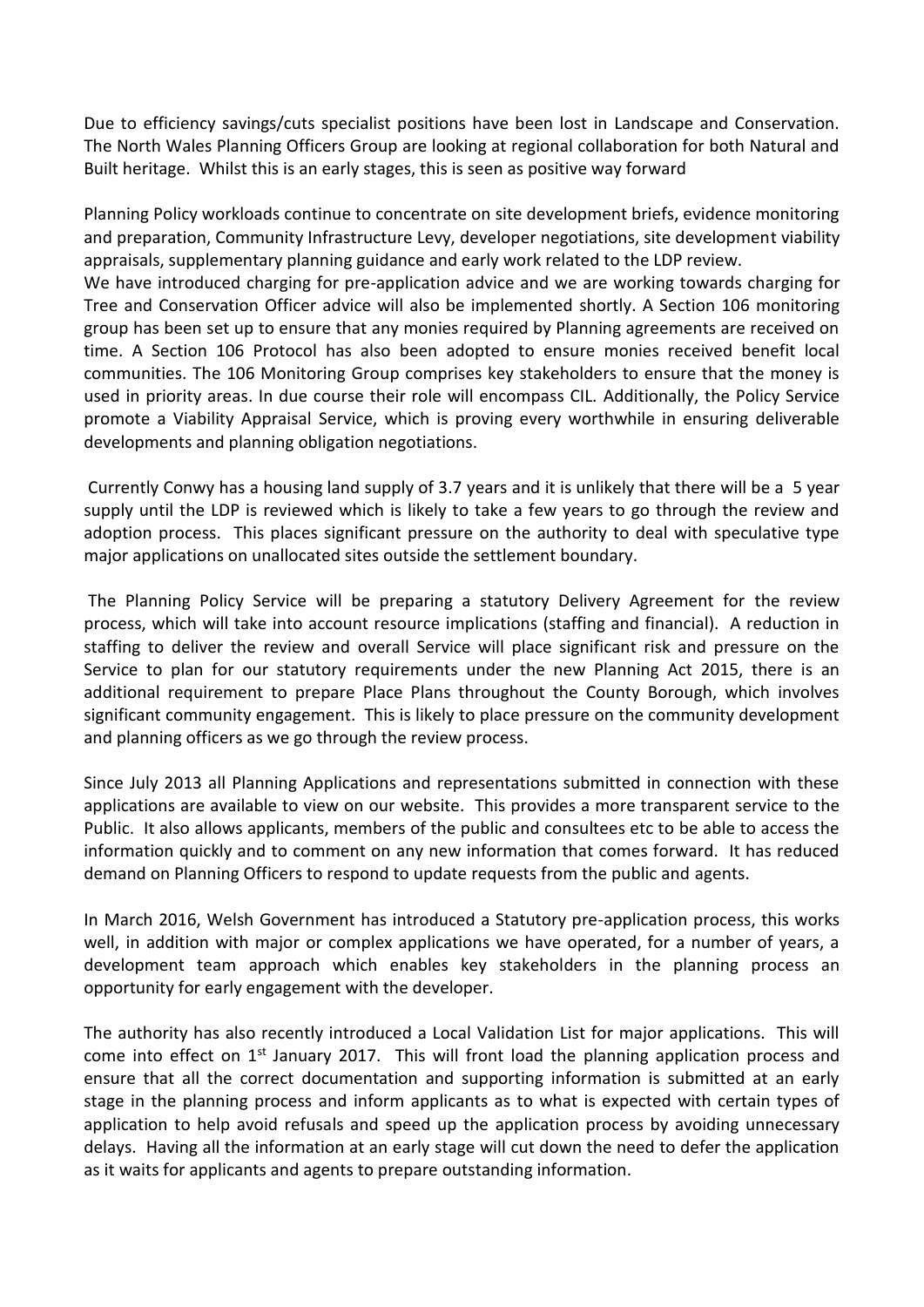Due to efficiency savings/cuts specialist positions have been lost in Landscape and Conservation. The North Wales Planning Officers Group are looking at regional collaboration for both Natural and Built heritage. Whilst this is an early stages, this is seen as positive way forward

Planning Policy workloads continue to concentrate on site development briefs, evidence monitoring and preparation, Community Infrastructure Levy, developer negotiations, site development viability appraisals, supplementary planning guidance and early work related to the LDP review.
We have introduced charging for pre-application advice and we are working towards charging for Tree and Conservation Officer advice will also be implemented shortly. A Section 106 monitoring group has been set up to ensure that any monies required by Planning agreements are received on time. A Section 106 Protocol has also been adopted to ensure monies received benefit local communities. The 106 Monitoring Group comprises key stakeholders to ensure that the money is used in priority areas. In due course their role will encompass CIL. Additionally, the Policy Service promote a Viability Appraisal Service, which is proving every worthwhile in ensuring deliverable developments and planning obligation negotiations.

Currently Conwy has a housing land supply of 3.7 years and it is unlikely that there will be a 5 year supply until the LDP is reviewed which is likely to take a few years to go through the review and adoption process. This places significant pressure on the authority to deal with speculative type major applications on unallocated sites outside the settlement boundary.

The Planning Policy Service will be preparing a statutory Delivery Agreement for the review process, which will take into account resource implications (staffing and financial). A reduction in staffing to deliver the review and overall Service will place significant risk and pressure on the Service to plan for our statutory requirements under the new Planning Act 2015, there is an additional requirement to prepare Place Plans throughout the County Borough, which involves significant community engagement. This is likely to place pressure on the community development and planning officers as we go through the review process.

Since July 2013 all Planning Applications and representations submitted in connection with these applications are available to view on our website. This provides a more transparent service to the Public. It also allows applicants, members of the public and consultees etc to be able to access the information quickly and to comment on any new information that comes forward. It has reduced demand on Planning Officers to respond to update requests from the public and agents.

In March 2016, Welsh Government has introduced a Statutory pre-application process, this works well, in addition with major or complex applications we have operated, for a number of years, a development team approach which enables key stakeholders in the planning process an opportunity for early engagement with the developer.

The authority has also recently introduced a Local Validation List for major applications. This will come into effect on 1st January 2017. This will front load the planning application process and ensure that all the correct documentation and supporting information is submitted at an early stage in the planning process and inform applicants as to what is expected with certain types of application to help avoid refusals and speed up the application process by avoiding unnecessary delays. Having all the information at an early stage will cut down the need to defer the application as it waits for applicants and agents to prepare outstanding information.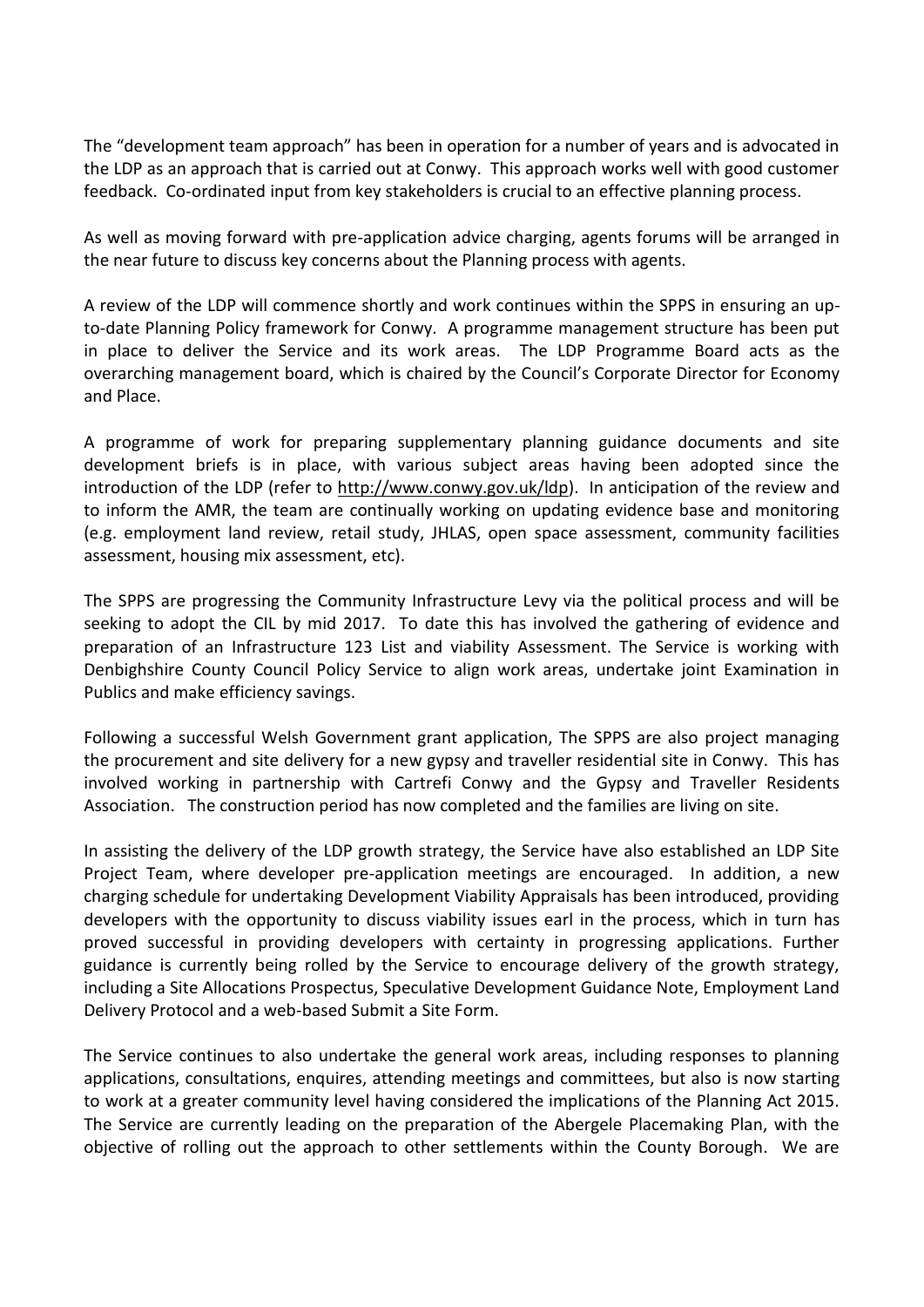The "development team approach" has been in operation for a number of years and is advocated in the LDP as an approach that is carried out at Conwy. This approach works well with good customer feedback. Co-ordinated input from key stakeholders is crucial to an effective planning process.

As well as moving forward with pre-application advice charging, agents forums will be arranged in the near future to discuss key concerns about the Planning process with agents.

A review of the LDP will commence shortly and work continues within the SPPS in ensuring an up-to-date Planning Policy framework for Conwy. A programme management structure has been put in place to deliver the Service and its work areas. The LDP Programme Board acts as the overarching management board, which is chaired by the Council's Corporate Director for Economy and Place.

A programme of work for preparing supplementary planning guidance documents and site development briefs is in place, with various subject areas having been adopted since the introduction of the LDP (refer to http://www.conwy.gov.uk/ldp). In anticipation of the review and to inform the AMR, the team are continually working on updating evidence base and monitoring (e.g. employment land review, retail study, JHLAS, open space assessment, community facilities assessment, housing mix assessment, etc).

The SPPS are progressing the Community Infrastructure Levy via the political process and will be seeking to adopt the CIL by mid 2017. To date this has involved the gathering of evidence and preparation of an Infrastructure 123 List and viability Assessment. The Service is working with Denbighshire County Council Policy Service to align work areas, undertake joint Examination in Publics and make efficiency savings.

Following a successful Welsh Government grant application, The SPPS are also project managing the procurement and site delivery for a new gypsy and traveller residential site in Conwy. This has involved working in partnership with Cartrefi Conwy and the Gypsy and Traveller Residents Association. The construction period has now completed and the families are living on site.

In assisting the delivery of the LDP growth strategy, the Service have also established an LDP Site Project Team, where developer pre-application meetings are encouraged. In addition, a new charging schedule for undertaking Development Viability Appraisals has been introduced, providing developers with the opportunity to discuss viability issues earl in the process, which in turn has proved successful in providing developers with certainty in progressing applications. Further guidance is currently being rolled by the Service to encourage delivery of the growth strategy, including a Site Allocations Prospectus, Speculative Development Guidance Note, Employment Land Delivery Protocol and a web-based Submit a Site Form.

The Service continues to also undertake the general work areas, including responses to planning applications, consultations, enquires, attending meetings and committees, but also is now starting to work at a greater community level having considered the implications of the Planning Act 2015. The Service are currently leading on the preparation of the Abergele Placemaking Plan, with the objective of rolling out the approach to other settlements within the County Borough. We are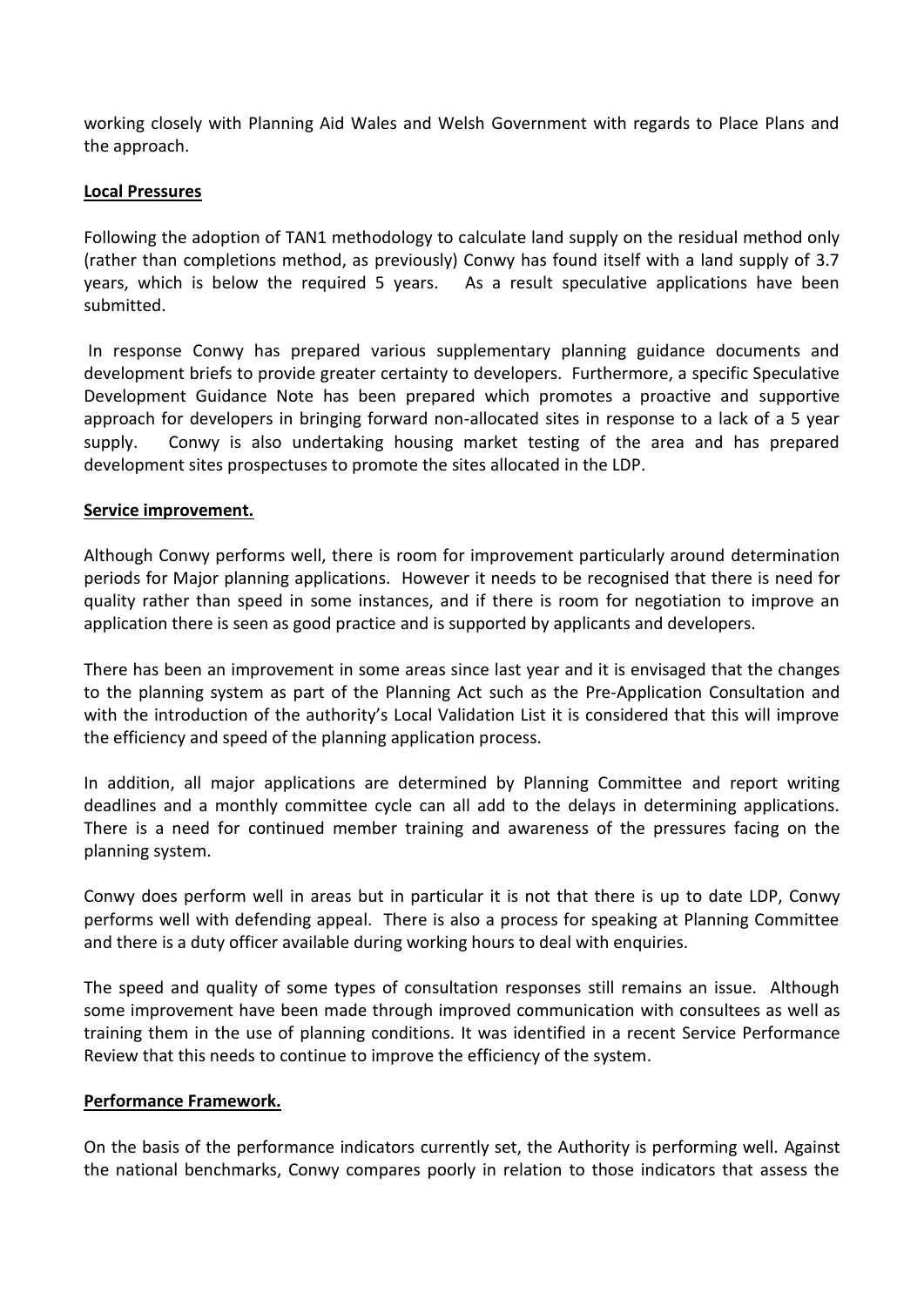working closely with Planning Aid Wales and Welsh Government with regards to Place Plans and the approach.

**Local Pressures**

Following the adoption of TAN1 methodology to calculate land supply on the residual method only (rather than completions method, as previously) Conwy has found itself with a land supply of 3.7 years, which is below the required 5 years. As a result speculative applications have been submitted.

In response Conwy has prepared various supplementary planning guidance documents and development briefs to provide greater certainty to developers. Furthermore, a specific Speculative Development Guidance Note has been prepared which promotes a proactive and supportive approach for developers in bringing forward non-allocated sites in response to a lack of a 5 year supply. Conwy is also undertaking housing market testing of the area and has prepared development sites prospectuses to promote the sites allocated in the LDP.

**Service improvement.**

Although Conwy performs well, there is room for improvement particularly around determination periods for Major planning applications. However it needs to be recognised that there is need for quality rather than speed in some instances, and if there is room for negotiation to improve an application there is seen as good practice and is supported by applicants and developers.

There has been an improvement in some areas since last year and it is envisaged that the changes to the planning system as part of the Planning Act such as the Pre-Application Consultation and with the introduction of the authority's Local Validation List it is considered that this will improve the efficiency and speed of the planning application process.

In addition, all major applications are determined by Planning Committee and report writing deadlines and a monthly committee cycle can all add to the delays in determining applications. There is a need for continued member training and awareness of the pressures facing on the planning system.

Conwy does perform well in areas but in particular it is not that there is up to date LDP, Conwy performs well with defending appeal. There is also a process for speaking at Planning Committee and there is a duty officer available during working hours to deal with enquiries.

The speed and quality of some types of consultation responses still remains an issue. Although some improvement have been made through improved communication with consultees as well as training them in the use of planning conditions. It was identified in a recent Service Performance Review that this needs to continue to improve the efficiency of the system.

**Performance Framework.**

On the basis of the performance indicators currently set, the Authority is performing well. Against the national benchmarks, Conwy compares poorly in relation to those indicators that assess the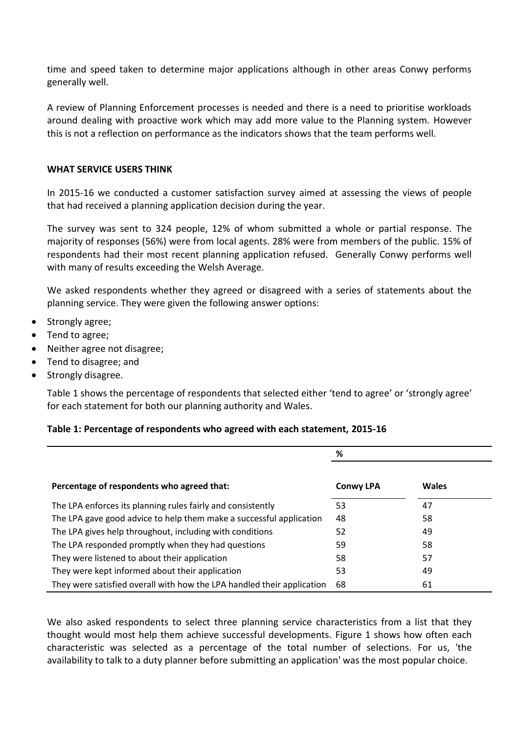time and speed taken to determine major applications although in other areas Conwy performs generally well.

A review of Planning Enforcement processes is needed and there is a need to prioritise workloads around dealing with proactive work which may add more value to the Planning system. However this is not a reflection on performance as the indicators shows that the team performs well.

**WHAT SERVICE USERS THINK**

In 2015-16 we conducted a customer satisfaction survey aimed at assessing the views of people that had received a planning application decision during the year.

The survey was sent to 324 people, 12% of whom submitted a whole or partial response. The majority of responses (56%) were from local agents. 28% were from members of the public. 15% of respondents had their most recent planning application refused. Generally Conwy performs well with many of results exceeding the Welsh Average.

We asked respondents whether they agreed or disagreed with a series of statements about the planning service. They were given the following answer options:

- Strongly agree;
- Tend to agree;
- Neither agree not disagree;
- Tend to disagree; and
- Strongly disagree.

Table 1 shows the percentage of respondents that selected either 'tend to agree' or 'strongly agree' for each statement for both our planning authority and Wales.

**Table 1: Percentage of respondents who agreed with each statement, 2015-16**

| | % | |
|---|---|---|
| **Percentage of respondents who agreed that:** | **Conwy LPA** | **Wales** |
| The LPA enforces its planning rules fairly and consistently | 53 | 47 |
| The LPA gave good advice to help them make a successful application | 48 | 58 |
| The LPA gives help throughout, including with conditions | 52 | 49 |
| The LPA responded promptly when they had questions | 59 | 58 |
| They were listened to about their application | 58 | 57 |
| They were kept informed about their application | 53 | 49 |
| They were satisfied overall with how the LPA handled their application | 68 | 61 |

We also asked respondents to select three planning service characteristics from a list that they thought would most help them achieve successful developments. Figure 1 shows how often each characteristic was selected as a percentage of the total number of selections. For us, 'the availability to talk to a duty planner before submitting an application' was the most popular choice.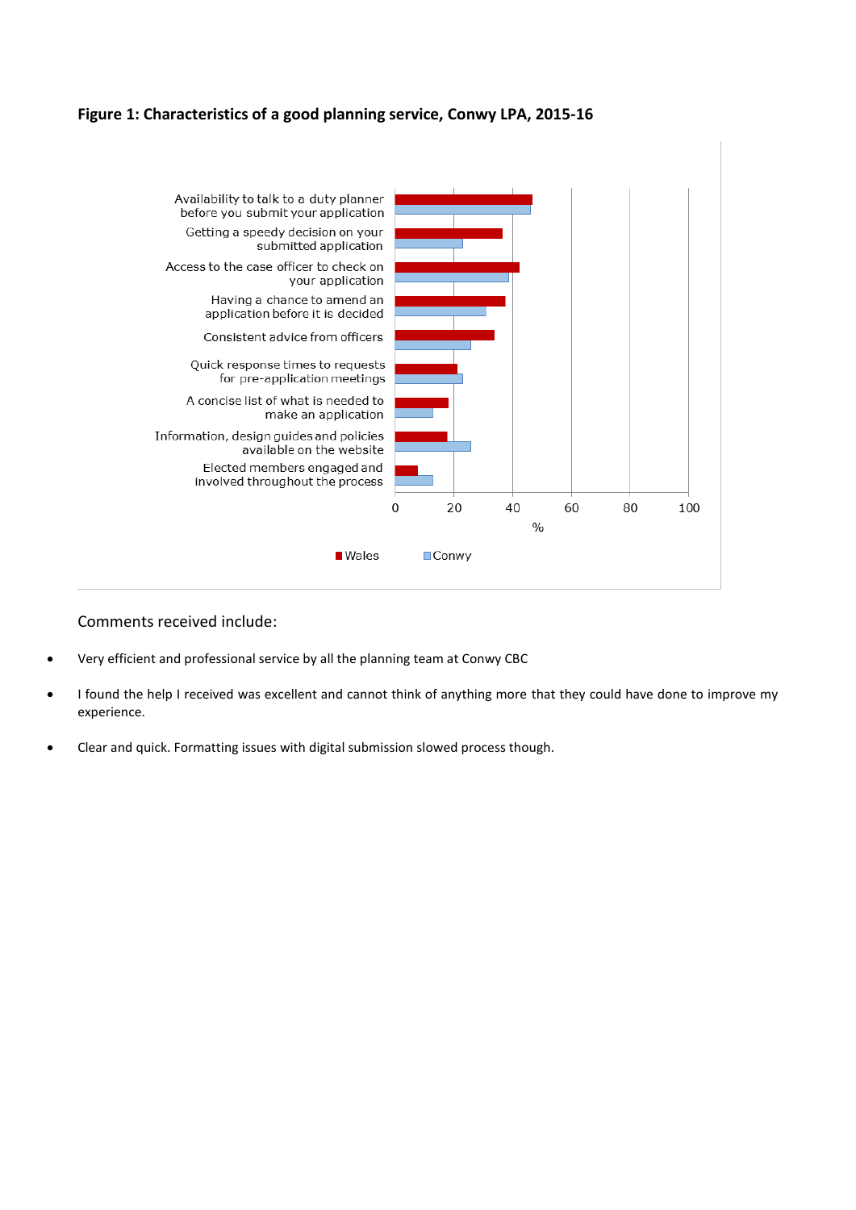**Figure 1: Characteristics of a good planning service, Conwy LPA, 2015-16**

Comments received include:

- Very efficient and professional service by all the planning team at Conwy CBC
- I found the help I received was excellent and cannot think of anything more that they could have done to improve my experience.
- Clear and quick. Formatting issues with digital submission slowed process though.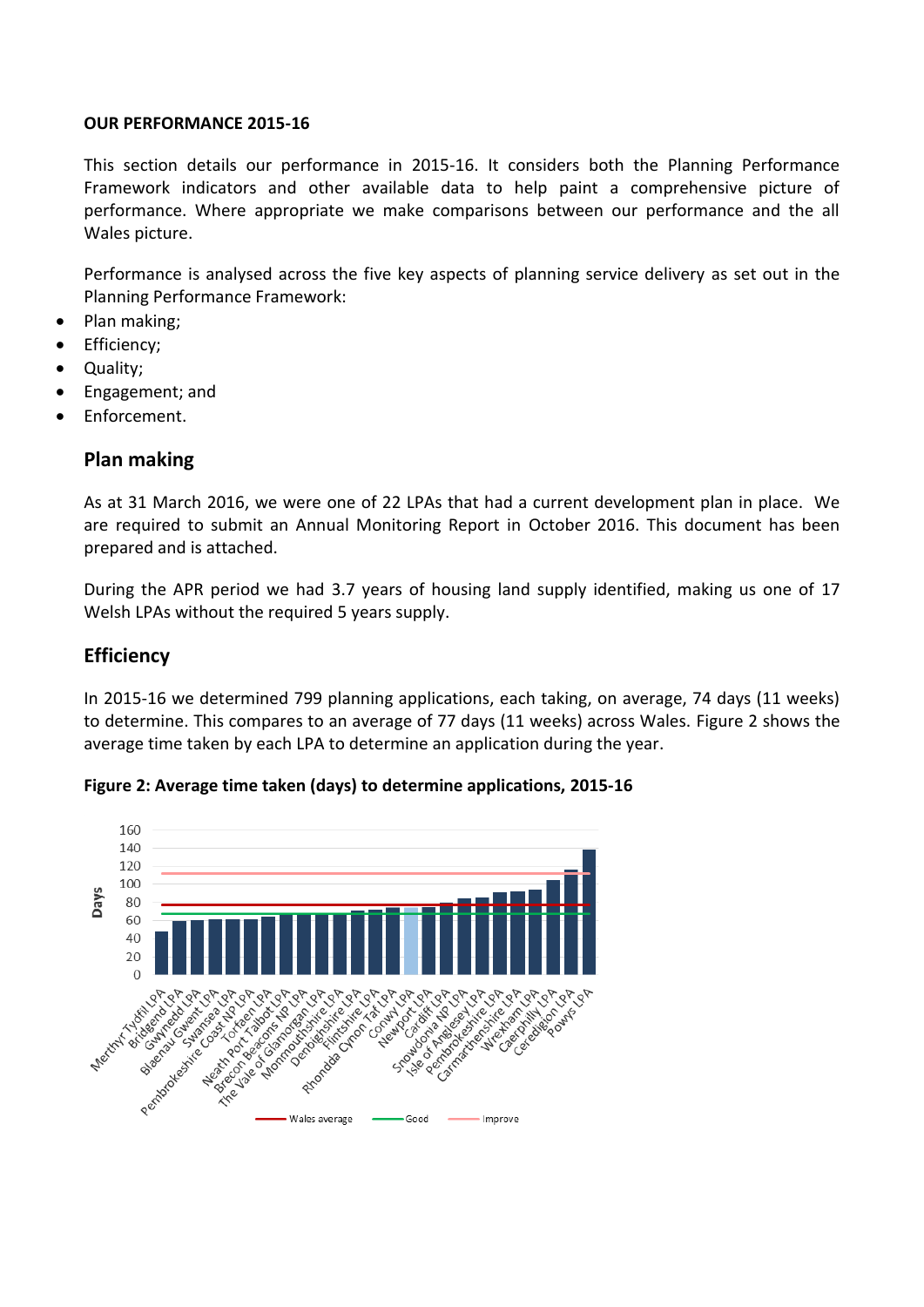**OUR PERFORMANCE 2015-16**

This section details our performance in 2015-16. It considers both the Planning Performance Framework indicators and other available data to help paint a comprehensive picture of performance. Where appropriate we make comparisons between our performance and the all Wales picture.

Performance is analysed across the five key aspects of planning service delivery as set out in the Planning Performance Framework:

- Plan making;
- Efficiency;
- Quality;
- Engagement; and
- Enforcement.

## Plan making

As at 31 March 2016, we were one of 22 LPAs that had a current development plan in place. We are required to submit an Annual Monitoring Report in October 2016. This document has been prepared and is attached.

During the APR period we had 3.7 years of housing land supply identified, making us one of 17 Welsh LPAs without the required 5 years supply.

## Efficiency

In 2015-16 we determined 799 planning applications, each taking, on average, 74 days (11 weeks) to determine. This compares to an average of 77 days (11 weeks) across Wales. Figure 2 shows the average time taken by each LPA to determine an application during the year.

**Figure 2: Average time taken (days) to determine applications, 2015-16**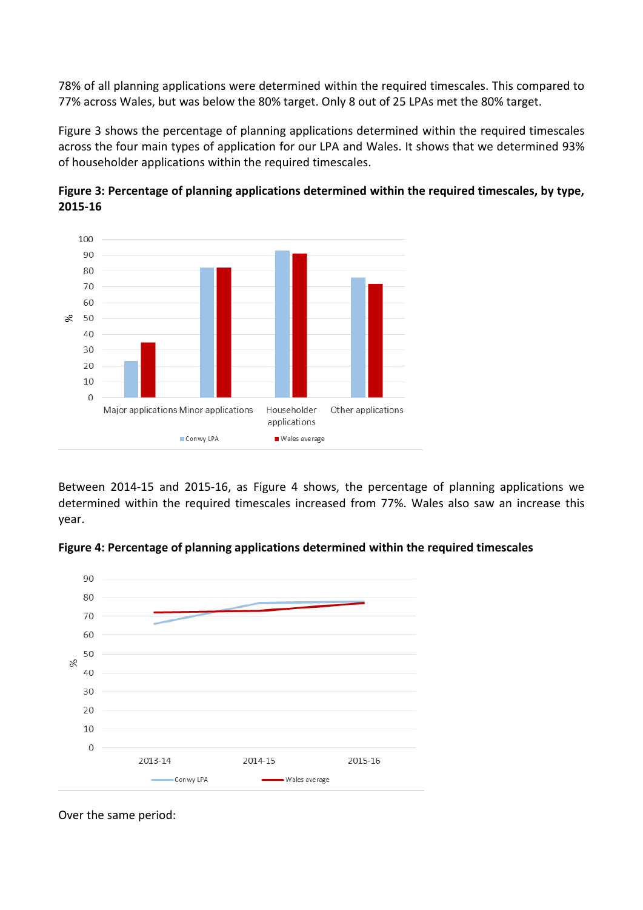78% of all planning applications were determined within the required timescales. This compared to 77% across Wales, but was below the 80% target. Only 8 out of 25 LPAs met the 80% target.

Figure 3 shows the percentage of planning applications determined within the required timescales across the four main types of application for our LPA and Wales. It shows that we determined 93% of householder applications within the required timescales.

**Figure 3: Percentage of planning applications determined within the required timescales, by type, 2015-16**

Between 2014-15 and 2015-16, as Figure 4 shows, the percentage of planning applications we determined within the required timescales increased from 77%. Wales also saw an increase this year.

**Figure 4: Percentage of planning applications determined within the required timescales**

Over the same period: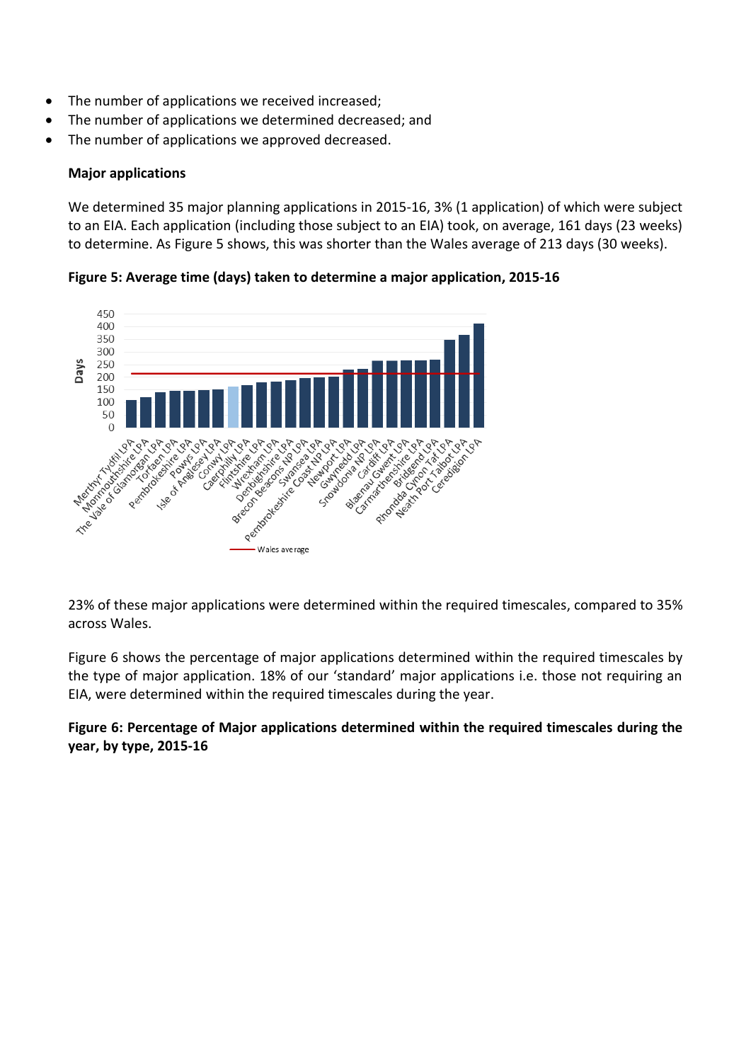- The number of applications we received increased;
- The number of applications we determined decreased; and
- The number of applications we approved decreased.

**Major applications**

We determined 35 major planning applications in 2015-16, 3% (1 application) of which were subject to an EIA. Each application (including those subject to an EIA) took, on average, 161 days (23 weeks) to determine. As Figure 5 shows, this was shorter than the Wales average of 213 days (30 weeks).

**Figure 5: Average time (days) taken to determine a major application, 2015-16**

23% of these major applications were determined within the required timescales, compared to 35% across Wales.

Figure 6 shows the percentage of major applications determined within the required timescales by the type of major application. 18% of our 'standard' major applications i.e. those not requiring an EIA, were determined within the required timescales during the year.

**Figure 6: Percentage of Major applications determined within the required timescales during the year, by type, 2015-16**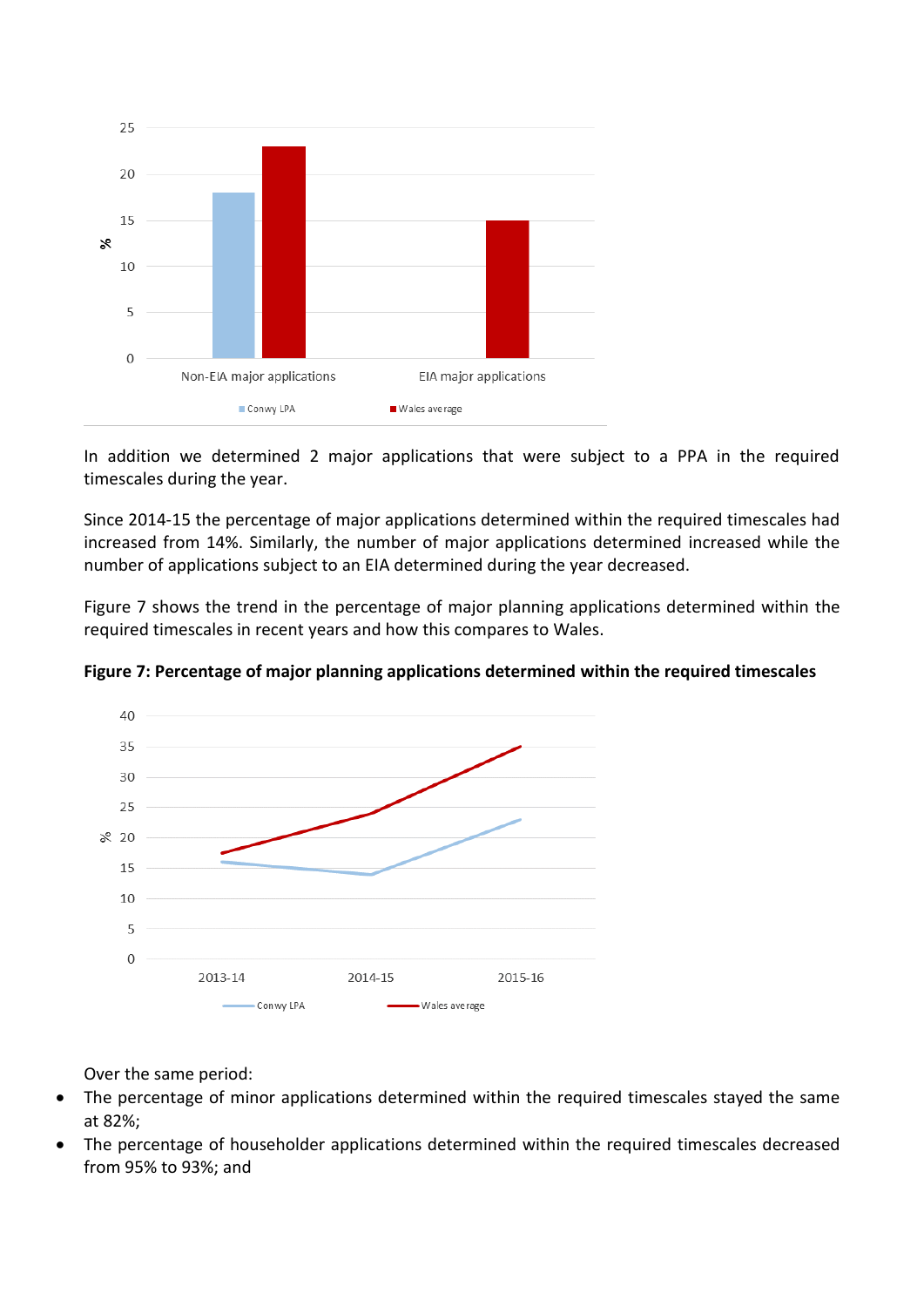In addition we determined 2 major applications that were subject to a PPA in the required timescales during the year.

Since 2014-15 the percentage of major applications determined within the required timescales had increased from 14%. Similarly, the number of major applications determined increased while the number of applications subject to an EIA determined during the year decreased.

Figure 7 shows the trend in the percentage of major planning applications determined within the required timescales in recent years and how this compares to Wales.

**Figure 7: Percentage of major planning applications determined within the required timescales**

Over the same period:

- The percentage of minor applications determined within the required timescales stayed the same at 82%;
- The percentage of householder applications determined within the required timescales decreased from 95% to 93%; and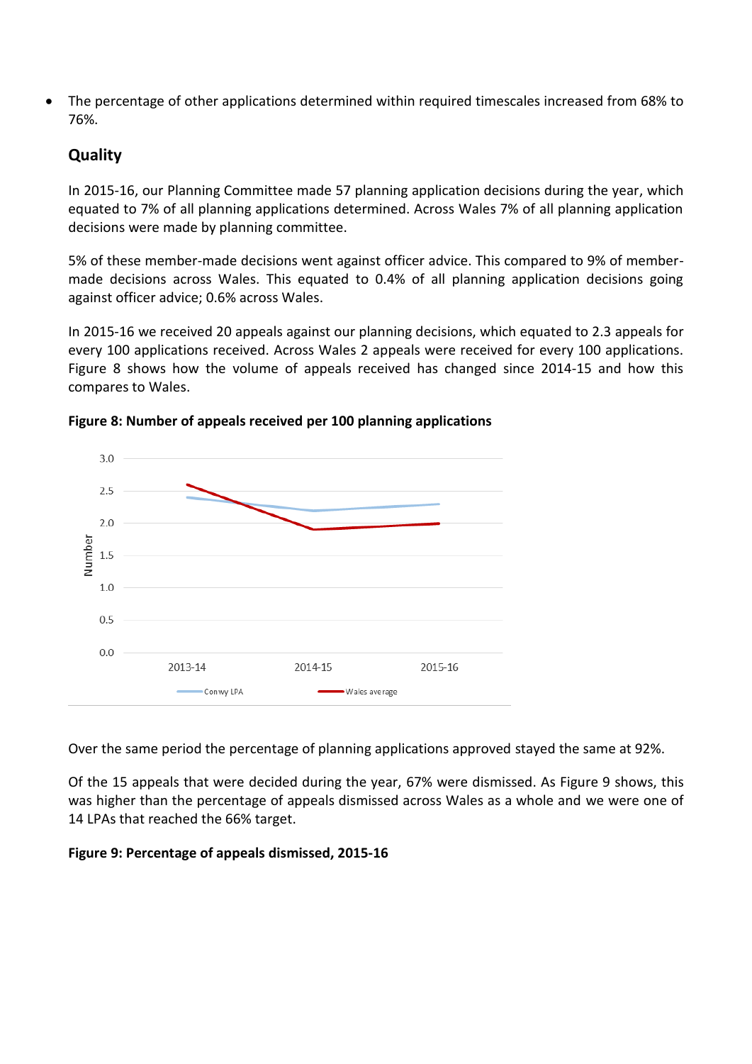- The percentage of other applications determined within required timescales increased from 68% to 76%.

## Quality

In 2015-16, our Planning Committee made 57 planning application decisions during the year, which equated to 7% of all planning applications determined. Across Wales 7% of all planning application decisions were made by planning committee.

5% of these member-made decisions went against officer advice. This compared to 9% of member-made decisions across Wales. This equated to 0.4% of all planning application decisions going against officer advice; 0.6% across Wales.

In 2015-16 we received 20 appeals against our planning decisions, which equated to 2.3 appeals for every 100 applications received. Across Wales 2 appeals were received for every 100 applications. Figure 8 shows how the volume of appeals received has changed since 2014-15 and how this compares to Wales.

**Figure 8: Number of appeals received per 100 planning applications**

Over the same period the percentage of planning applications approved stayed the same at 92%.

Of the 15 appeals that were decided during the year, 67% were dismissed. As Figure 9 shows, this was higher than the percentage of appeals dismissed across Wales as a whole and we were one of 14 LPAs that reached the 66% target.

**Figure 9: Percentage of appeals dismissed, 2015-16**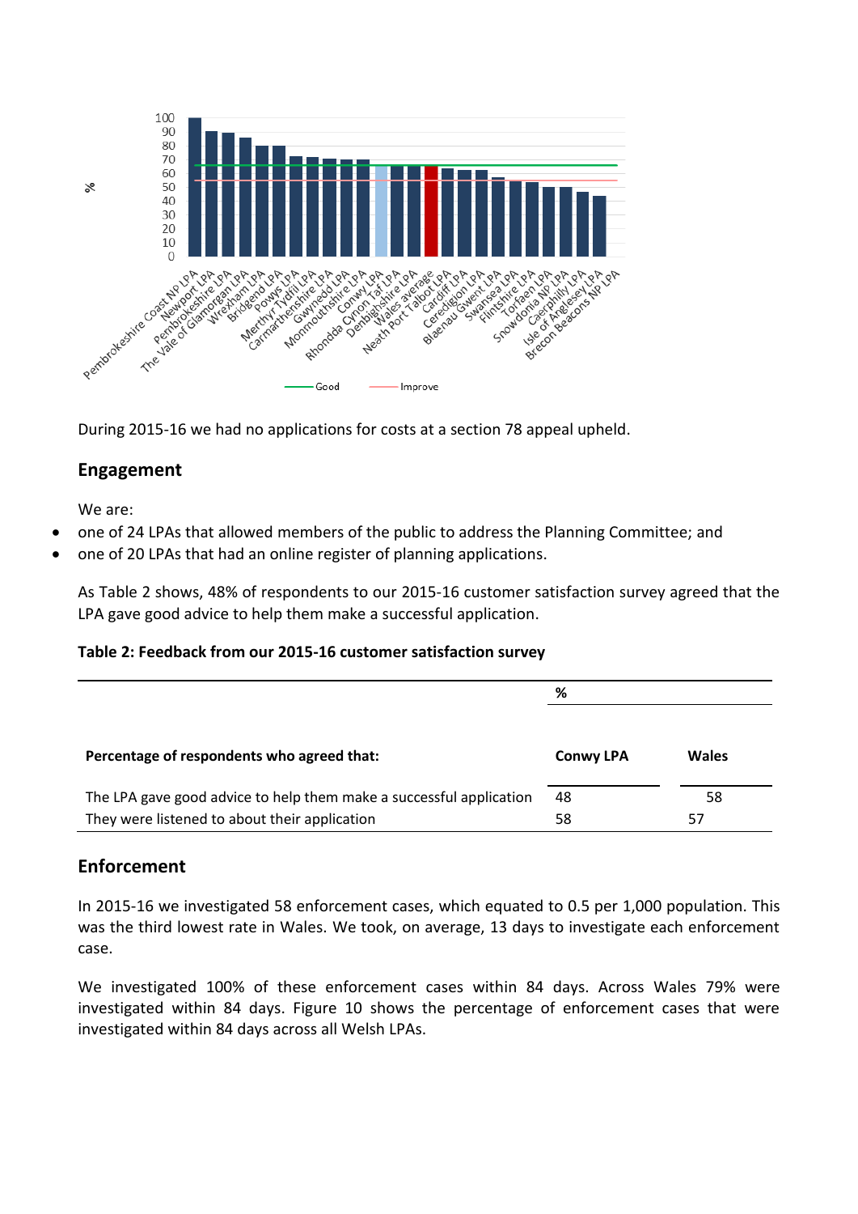During 2015-16 we had no applications for costs at a section 78 appeal upheld.

## Engagement

We are:

- one of 24 LPAs that allowed members of the public to address the Planning Committee; and
- one of 20 LPAs that had an online register of planning applications.

As Table 2 shows, 48% of respondents to our 2015-16 customer satisfaction survey agreed that the LPA gave good advice to help them make a successful application.

**Table 2: Feedback from our 2015-16 customer satisfaction survey**

| | % | |
|---|---|---|
| **Percentage of respondents who agreed that:** | **Conwy LPA** | **Wales** |
| The LPA gave good advice to help them make a successful application | 48 | 58 |
| They were listened to about their application | 58 | 57 |

## Enforcement

In 2015-16 we investigated 58 enforcement cases, which equated to 0.5 per 1,000 population. This was the third lowest rate in Wales. We took, on average, 13 days to investigate each enforcement case.

We investigated 100% of these enforcement cases within 84 days. Across Wales 79% were investigated within 84 days. Figure 10 shows the percentage of enforcement cases that were investigated within 84 days across all Welsh LPAs.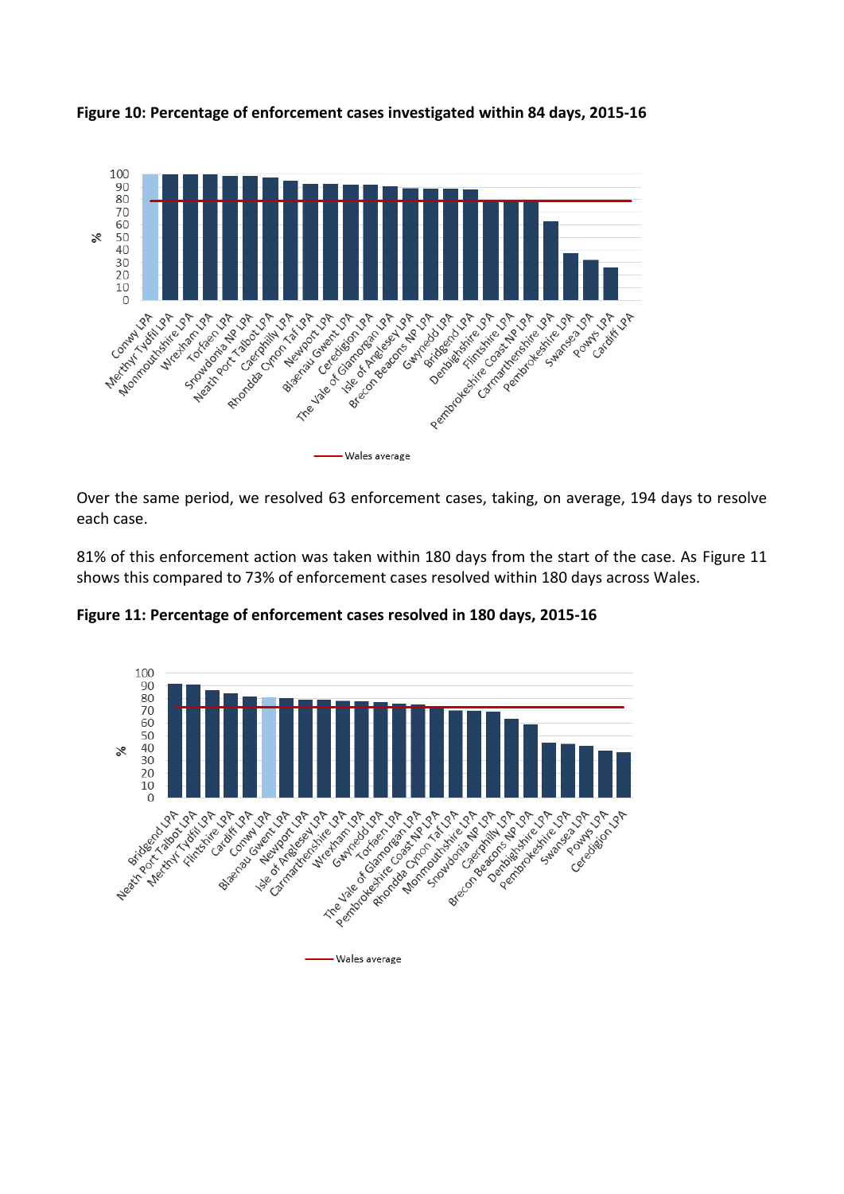**Figure 10: Percentage of enforcement cases investigated within 84 days, 2015-16**

Over the same period, we resolved 63 enforcement cases, taking, on average, 194 days to resolve each case.

81% of this enforcement action was taken within 180 days from the start of the case. As Figure 11 shows this compared to 73% of enforcement cases resolved within 180 days across Wales.

**Figure 11: Percentage of enforcement cases resolved in 180 days, 2015-16**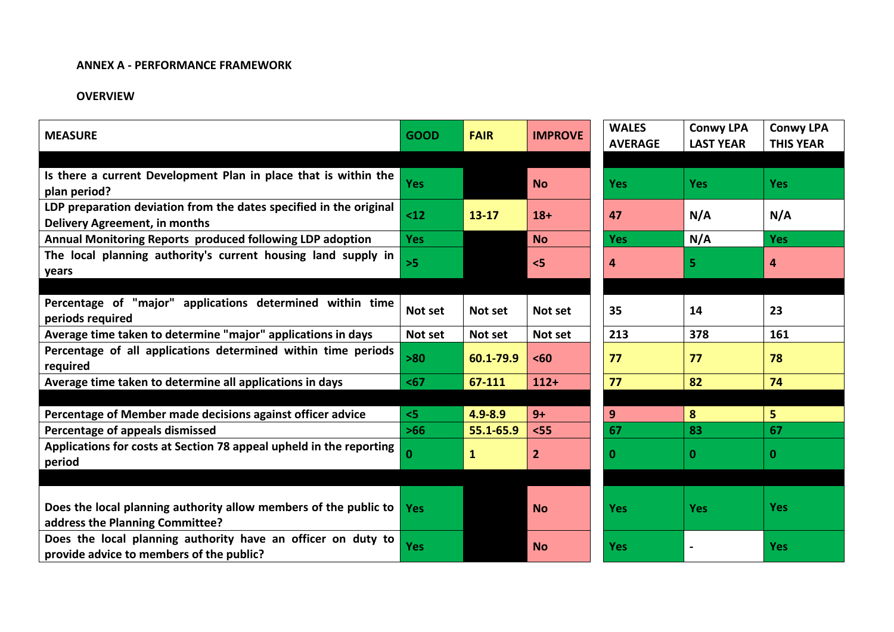**ANNEX A - PERFORMANCE FRAMEWORK**

**OVERVIEW**

| MEASURE | GOOD | FAIR | IMPROVE | WALES AVERAGE | Conwy LPA LAST YEAR | Conwy LPA THIS YEAR |
|---|---|---|---|---|---|---|
| | | | | | | |
| Is there a current Development Plan in place that is within the plan period? | Yes | | No | Yes | Yes | Yes |
| LDP preparation deviation from the dates specified in the original Delivery Agreement, in months | <12 | 13-17 | 18+ | 47 | N/A | N/A |
| Annual Monitoring Reports produced following LDP adoption | Yes | | No | Yes | N/A | Yes |
| The local planning authority's current housing land supply in years | >5 | | <5 | 4 | 5 | 4 |
| | | | | | | |
| Percentage of "major" applications determined within time periods required | Not set | Not set | Not set | 35 | 14 | 23 |
| Average time taken to determine "major" applications in days | Not set | Not set | Not set | 213 | 378 | 161 |
| Percentage of all applications determined within time periods required | >80 | 60.1-79.9 | <60 | 77 | 77 | 78 |
| Average time taken to determine all applications in days | <67 | 67-111 | 112+ | 77 | 82 | 74 |
| | | | | | | |
| Percentage of Member made decisions against officer advice | <5 | 4.9-8.9 | 9+ | 9 | 8 | 5 |
| Percentage of appeals dismissed | >66 | 55.1-65.9 | <55 | 67 | 83 | 67 |
| Applications for costs at Section 78 appeal upheld in the reporting period | 0 | 1 | 2 | 0 | 0 | 0 |
| | | | | | | |
| Does the local planning authority allow members of the public to address the Planning Committee? | Yes | | No | Yes | Yes | Yes |
| Does the local planning authority have an officer on duty to provide advice to members of the public? | Yes | | No | Yes | - | Yes |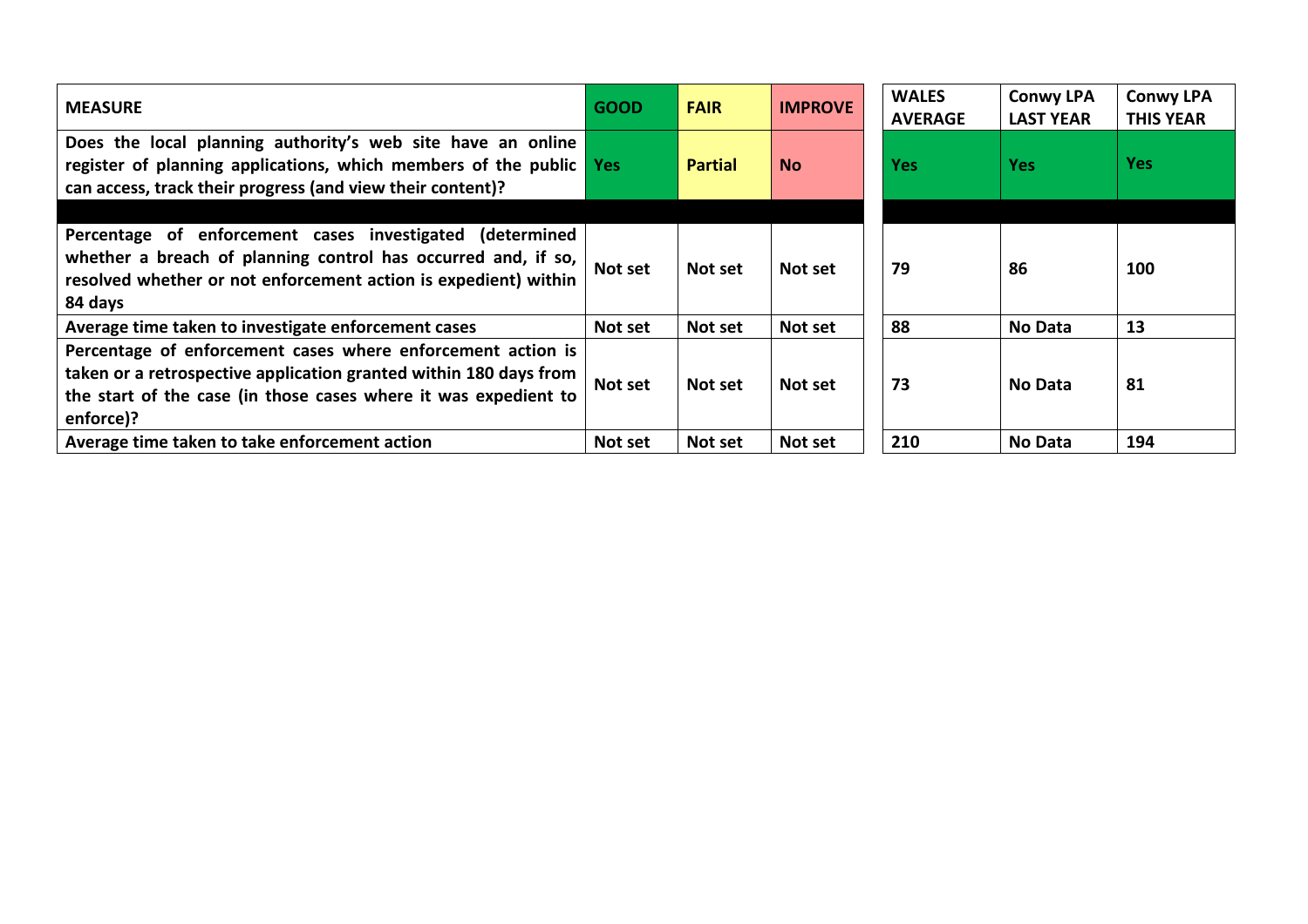| MEASURE | GOOD | FAIR | IMPROVE | WALES AVERAGE | Conwy LPA LAST YEAR | Conwy LPA THIS YEAR |
|---|---|---|---|---|---|---|
| Does the local planning authority's web site have an online register of planning applications, which members of the public can access, track their progress (and view their content)? | Yes | Partial | No | Yes | Yes | Yes |
| | | | | | | |
| Percentage of enforcement cases investigated (determined whether a breach of planning control has occurred and, if so, resolved whether or not enforcement action is expedient) within 84 days | Not set | Not set | Not set | 79 | 86 | 100 |
| Average time taken to investigate enforcement cases | Not set | Not set | Not set | 88 | No Data | 13 |
| Percentage of enforcement cases where enforcement action is taken or a retrospective application granted within 180 days from the start of the case (in those cases where it was expedient to enforce)? | Not set | Not set | Not set | 73 | No Data | 81 |
| Average time taken to take enforcement action | Not set | Not set | Not set | 210 | No Data | 194 |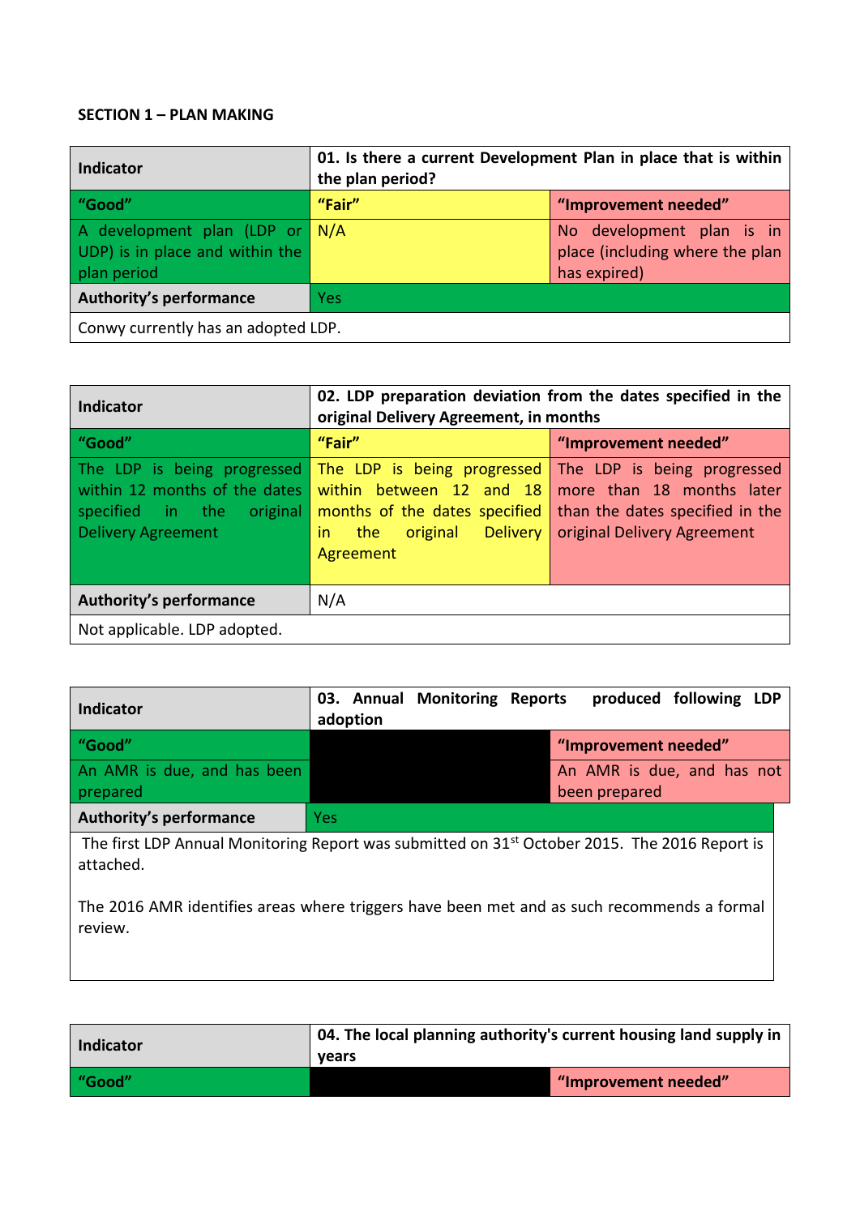**SECTION 1 – PLAN MAKING**

| Indicator | 01. Is there a current Development Plan in place that is within the plan period? | |
|---|---|---|
| "Good" | "Fair" | "Improvement needed" |
| A development plan (LDP or UDP) is in place and within the plan period | N/A | No development plan is in place (including where the plan has expired) |
| Authority's performance | Yes | |
| Conwy currently has an adopted LDP. | | |

| Indicator | 02. LDP preparation deviation from the dates specified in the original Delivery Agreement, in months | |
|---|---|---|
| "Good" | "Fair" | "Improvement needed" |
| The LDP is being progressed within 12 months of the dates specified in the original Delivery Agreement | The LDP is being progressed within between 12 and 18 months of the dates specified in the original Delivery Agreement | The LDP is being progressed more than 18 months later than the dates specified in the original Delivery Agreement |
| Authority's performance | N/A | |
| Not applicable. LDP adopted. | | |

| Indicator | 03. Annual Monitoring Reports produced following LDP adoption | |
|---|---|---|
| "Good" | | "Improvement needed" |
| An AMR is due, and has been prepared | | An AMR is due, and has not been prepared |
| Authority's performance | Yes | |
| The first LDP Annual Monitoring Report was submitted on 31st October 2015. The 2016 Report is attached.<br><br>The 2016 AMR identifies areas where triggers have been met and as such recommends a formal review. | | |

| Indicator | 04. The local planning authority's current housing land supply in years | |
|---|---|---|
| "Good" | | "Improvement needed" |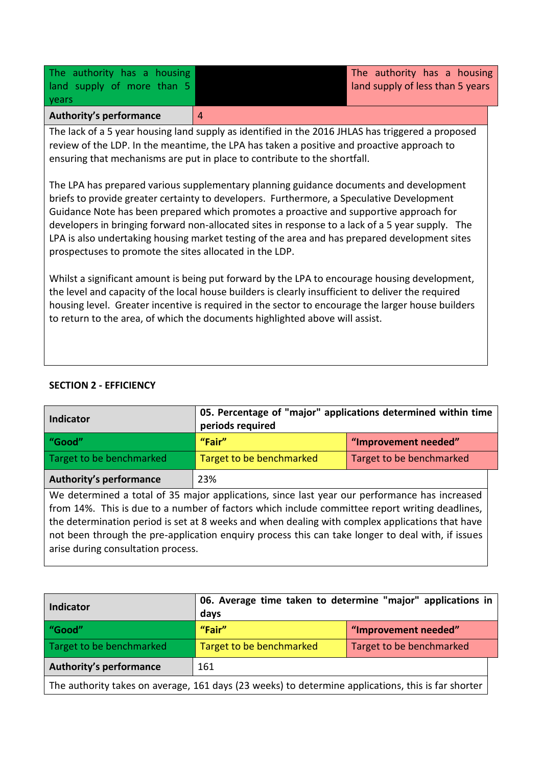| The authority has a housing land supply of more than 5 years | | The authority has a housing land supply of less than 5 years |
|---|---|---|
| **Authority's performance** | 4 | |

The lack of a 5 year housing land supply as identified in the 2016 JHLAS has triggered a proposed review of the LDP. In the meantime, the LPA has taken a positive and proactive approach to ensuring that mechanisms are put in place to contribute to the shortfall.

The LPA has prepared various supplementary planning guidance documents and development briefs to provide greater certainty to developers. Furthermore, a Speculative Development Guidance Note has been prepared which promotes a proactive and supportive approach for developers in bringing forward non-allocated sites in response to a lack of a 5 year supply. The LPA is also undertaking housing market testing of the area and has prepared development sites prospectuses to promote the sites allocated in the LDP.

Whilst a significant amount is being put forward by the LPA to encourage housing development, the level and capacity of the local house builders is clearly insufficient to deliver the required housing level. Greater incentive is required in the sector to encourage the larger house builders to return to the area, of which the documents highlighted above will assist.

**SECTION 2 - EFFICIENCY**

| **Indicator** | **05. Percentage of "major" applications determined within time periods required** | |
|---|---|---|
| **"Good"** | **"Fair"** | **"Improvement needed"** |
| Target to be benchmarked | Target to be benchmarked | Target to be benchmarked |
| **Authority's performance** | 23% | |

We determined a total of 35 major applications, since last year our performance has increased from 14%. This is due to a number of factors which include committee report writing deadlines, the determination period is set at 8 weeks and when dealing with complex applications that have not been through the pre-application enquiry process this can take longer to deal with, if issues arise during consultation process.

| **Indicator** | **06. Average time taken to determine "major" applications in days** | |
|---|---|---|
| **"Good"** | **"Fair"** | **"Improvement needed"** |
| Target to be benchmarked | Target to be benchmarked | Target to be benchmarked |
| **Authority's performance** | 161 | |

The authority takes on average, 161 days (23 weeks) to determine applications, this is far shorter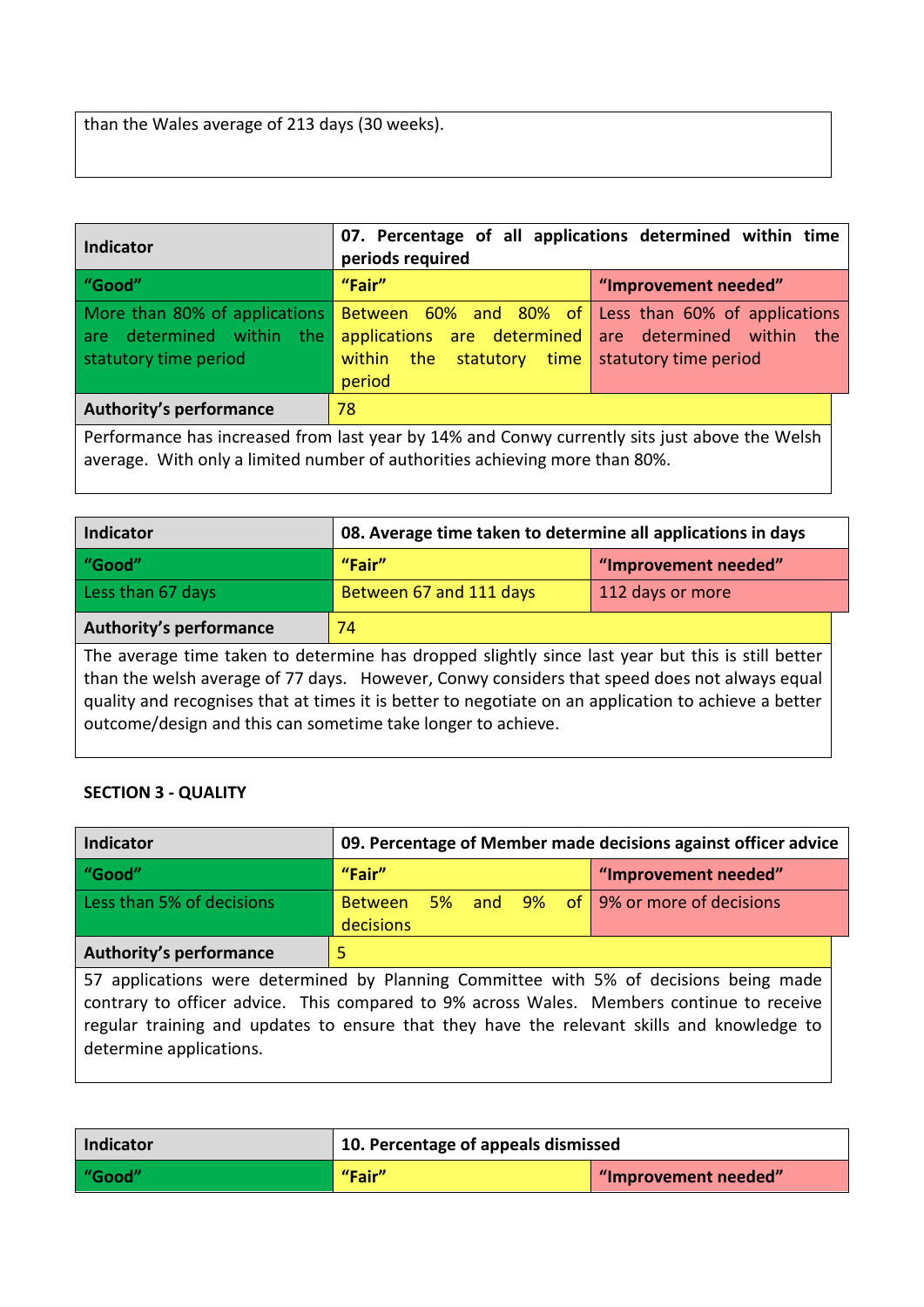than the Wales average of 213 days (30 weeks).

| Indicator | 07. Percentage of all applications determined within time periods required | |
|---|---|---|
| "Good" | "Fair" | "Improvement needed" |
| More than 80% of applications are determined within the statutory time period | Between 60% and 80% of applications are determined within the statutory time period | Less than 60% of applications are determined within the statutory time period |
| Authority's performance | 78 | |

Performance has increased from last year by 14% and Conwy currently sits just above the Welsh average. With only a limited number of authorities achieving more than 80%.

| Indicator | 08. Average time taken to determine all applications in days | |
|---|---|---|
| "Good" | "Fair" | "Improvement needed" |
| Less than 67 days | Between 67 and 111 days | 112 days or more |
| Authority's performance | 74 | |

The average time taken to determine has dropped slightly since last year but this is still better than the welsh average of 77 days. However, Conwy considers that speed does not always equal quality and recognises that at times it is better to negotiate on an application to achieve a better outcome/design and this can sometime take longer to achieve.

**SECTION 3 - QUALITY**

| Indicator | 09. Percentage of Member made decisions against officer advice | |
|---|---|---|
| "Good" | "Fair" | "Improvement needed" |
| Less than 5% of decisions | Between 5% and 9% of decisions | 9% or more of decisions |
| Authority's performance | 5 | |

57 applications were determined by Planning Committee with 5% of decisions being made contrary to officer advice. This compared to 9% across Wales. Members continue to receive regular training and updates to ensure that they have the relevant skills and knowledge to determine applications.

| Indicator | 10. Percentage of appeals dismissed | |
|---|---|---|
| "Good" | "Fair" | "Improvement needed" |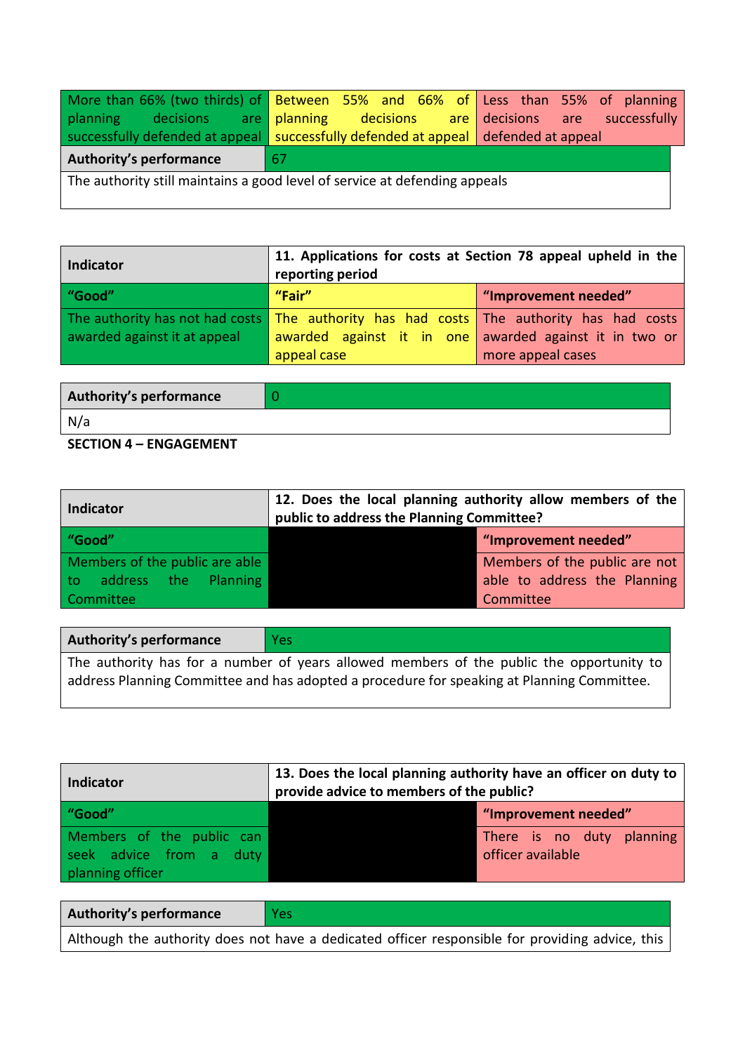| More than 66% (two thirds) of planning decisions are successfully defended at appeal | Between 55% and 66% of planning decisions are successfully defended at appeal | Less than 55% of planning decisions are successfully defended at appeal |
|---|---|---|

| Authority's performance | 67 |
|---|---|
| The authority still maintains a good level of service at defending appeals | |

| Indicator | 11. Applications for costs at Section 78 appeal upheld in the reporting period | |
|---|---|---|
| **"Good"** | **"Fair"** | **"Improvement needed"** |
| The authority has not had costs awarded against it at appeal | The authority has had costs awarded against it in one appeal case | The authority has had costs awarded against it in two or more appeal cases |

| Authority's performance | 0 |
|---|---|
| N/a | |

**SECTION 4 – ENGAGEMENT**

| Indicator | 12. Does the local planning authority allow members of the public to address the Planning Committee? | |
|---|---|---|
| **"Good"** | | **"Improvement needed"** |
| Members of the public are able to address the Planning Committee | | Members of the public are not able to address the Planning Committee |

| Authority's performance | Yes |
|---|---|
| The authority has for a number of years allowed members of the public the opportunity to address Planning Committee and has adopted a procedure for speaking at Planning Committee. | |

| Indicator | 13. Does the local planning authority have an officer on duty to provide advice to members of the public? | |
|---|---|---|
| **"Good"** | | **"Improvement needed"** |
| Members of the public can seek advice from a duty planning officer | | There is no duty planning officer available |

| Authority's performance | Yes |
|---|---|
| Although the authority does not have a dedicated officer responsible for providing advice, this | |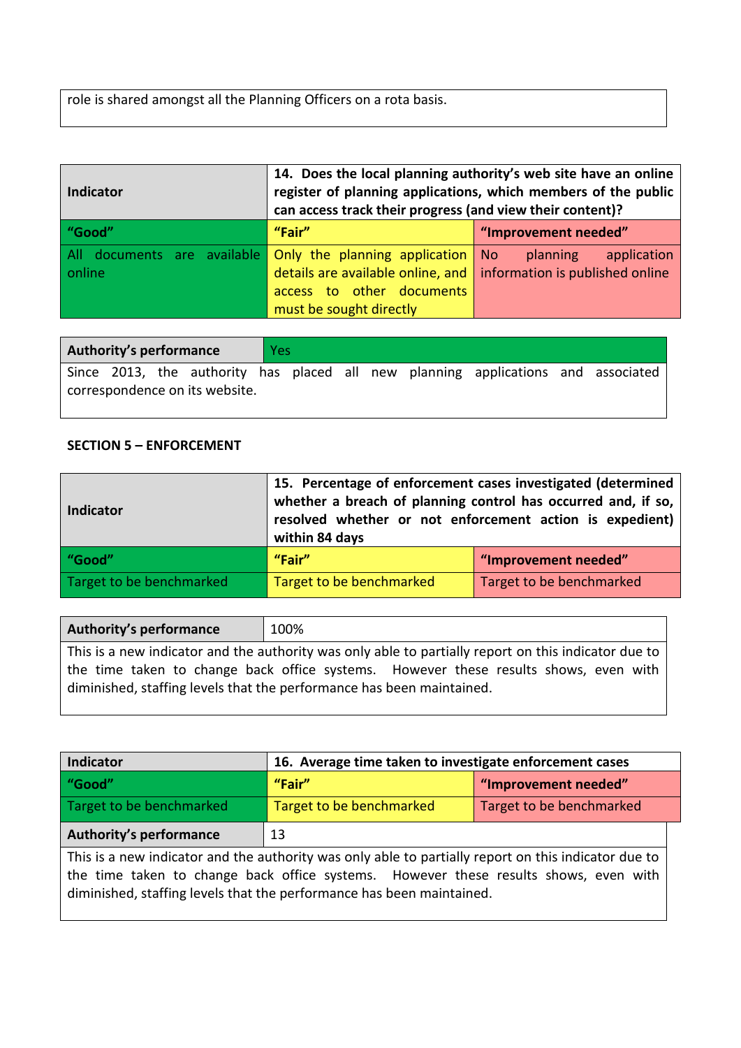role is shared amongst all the Planning Officers on a rota basis.

| Indicator | 14. Does the local planning authority's web site have an online register of planning applications, which members of the public can access track their progress (and view their content)? | |
|---|---|---|
| **"Good"** | **"Fair"** | **"Improvement needed"** |
| All documents are available online | Only the planning application details are available online, and access to other documents must be sought directly | No planning application information is published online |

| Authority's performance | Yes |
|---|---|
| Since 2013, the authority has placed all new planning applications and associated correspondence on its website. | |

**SECTION 5 – ENFORCEMENT**

| Indicator | 15. Percentage of enforcement cases investigated (determined whether a breach of planning control has occurred and, if so, resolved whether or not enforcement action is expedient) within 84 days | |
|---|---|---|
| **"Good"** | **"Fair"** | **"Improvement needed"** |
| Target to be benchmarked | Target to be benchmarked | Target to be benchmarked |

| Authority's performance | 100% |
|---|---|
| This is a new indicator and the authority was only able to partially report on this indicator due to the time taken to change back office systems. However these results shows, even with diminished, staffing levels that the performance has been maintained. | |

| Indicator | 16. Average time taken to investigate enforcement cases | |
|---|---|---|
| **"Good"** | **"Fair"** | **"Improvement needed"** |
| Target to be benchmarked | Target to be benchmarked | Target to be benchmarked |

| Authority's performance | 13 |
|---|---|
| This is a new indicator and the authority was only able to partially report on this indicator due to the time taken to change back office systems. However these results shows, even with diminished, staffing levels that the performance has been maintained. | |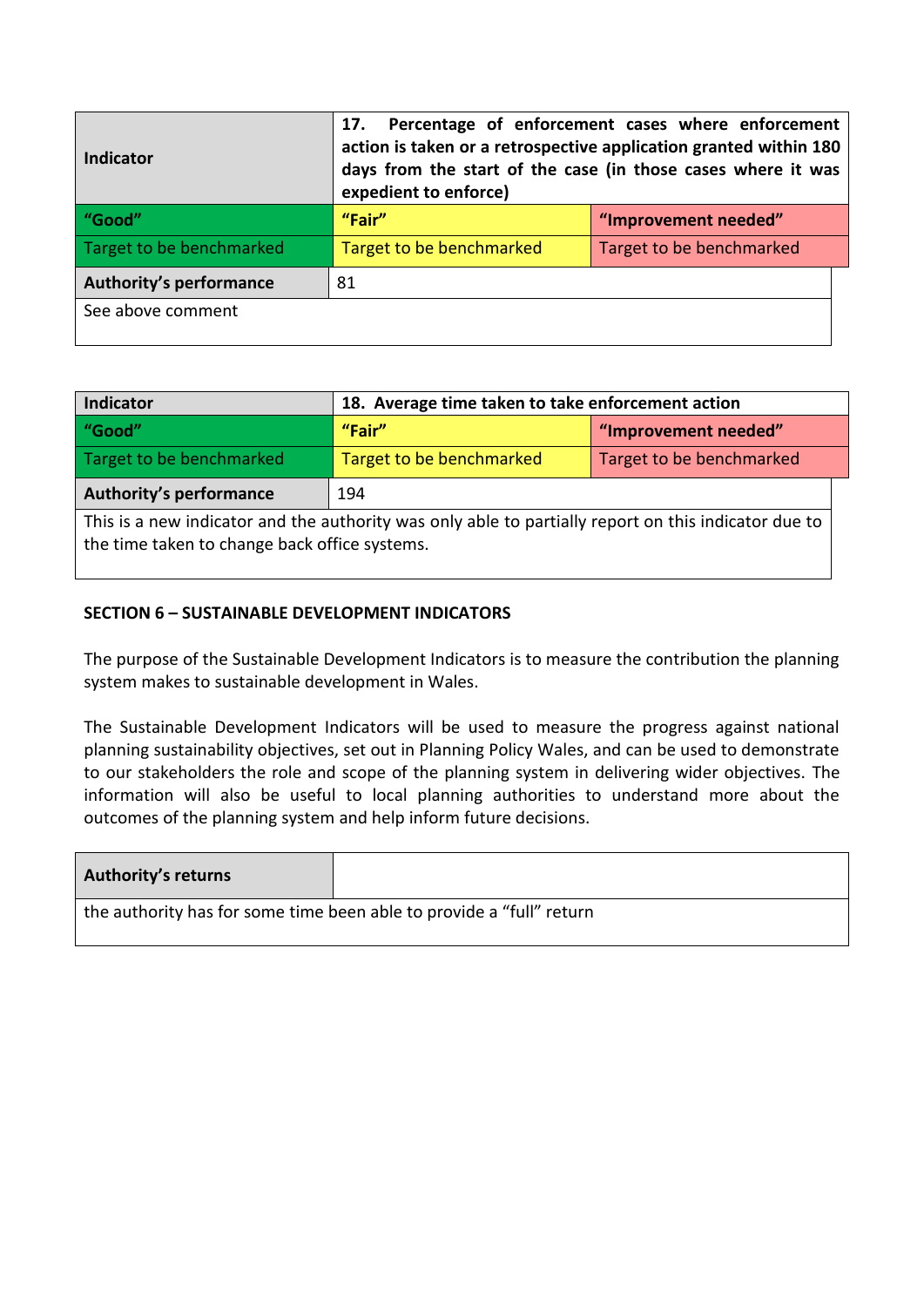| Indicator | 17. Percentage of enforcement cases where enforcement action is taken or a retrospective application granted within 180 days from the start of the case (in those cases where it was expedient to enforce) | |
|---|---|---|
| **"Good"** | **"Fair"** | **"Improvement needed"** |
| Target to be benchmarked | Target to be benchmarked | Target to be benchmarked |
| **Authority's performance** | 81 | |
| See above comment | | |

| Indicator | 18. Average time taken to take enforcement action | |
|---|---|---|
| **"Good"** | **"Fair"** | **"Improvement needed"** |
| Target to be benchmarked | Target to be benchmarked | Target to be benchmarked |
| **Authority's performance** | 194 | |
| This is a new indicator and the authority was only able to partially report on this indicator due to the time taken to change back office systems. | | |

**SECTION 6 – SUSTAINABLE DEVELOPMENT INDICATORS**

The purpose of the Sustainable Development Indicators is to measure the contribution the planning system makes to sustainable development in Wales.

The Sustainable Development Indicators will be used to measure the progress against national planning sustainability objectives, set out in Planning Policy Wales, and can be used to demonstrate to our stakeholders the role and scope of the planning system in delivering wider objectives. The information will also be useful to local planning authorities to understand more about the outcomes of the planning system and help inform future decisions.

| Authority's returns | |
|---|---|
| the authority has for some time been able to provide a "full" return | |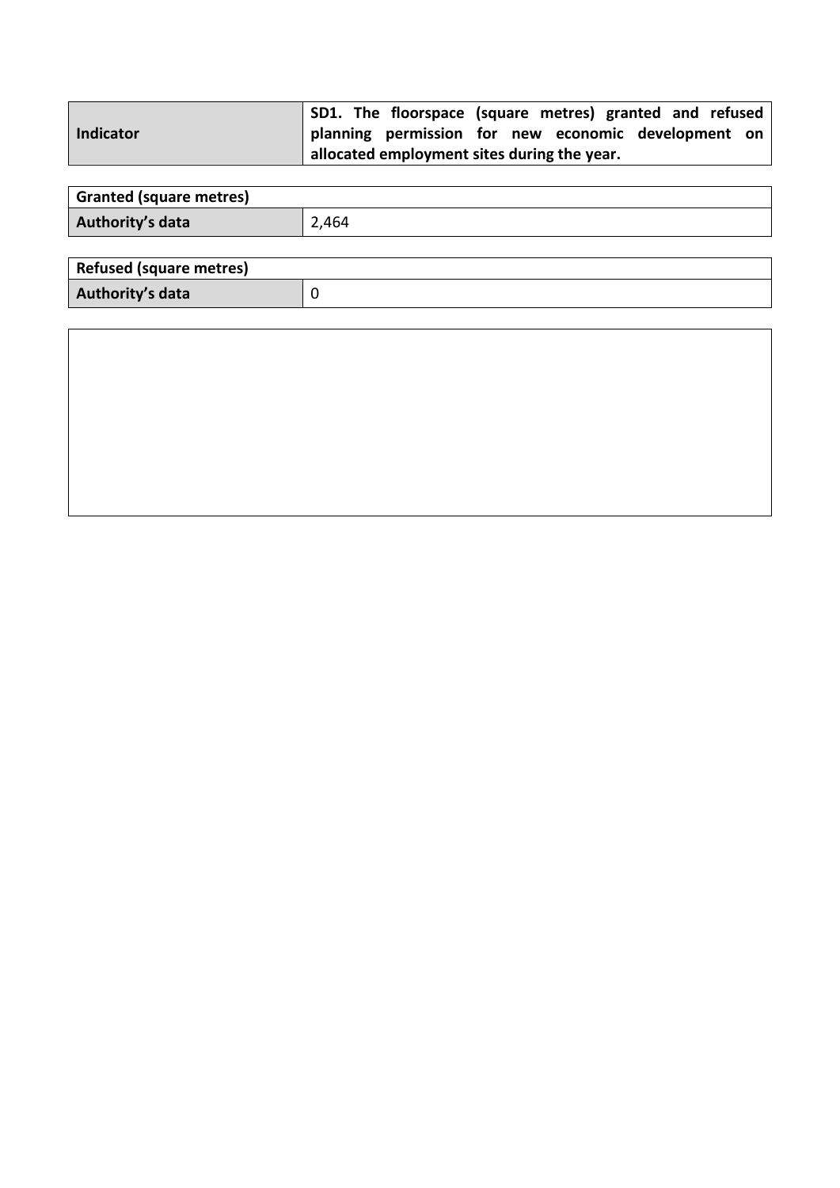| Indicator | SD1. The floorspace (square metres) granted and refused planning permission for new economic development on allocated employment sites during the year. |
|---|---|

| Granted (square metres) | |
|---|---|
| Authority's data | 2,464 |

| Refused (square metres) | |
|---|---|
| Authority's data | 0 |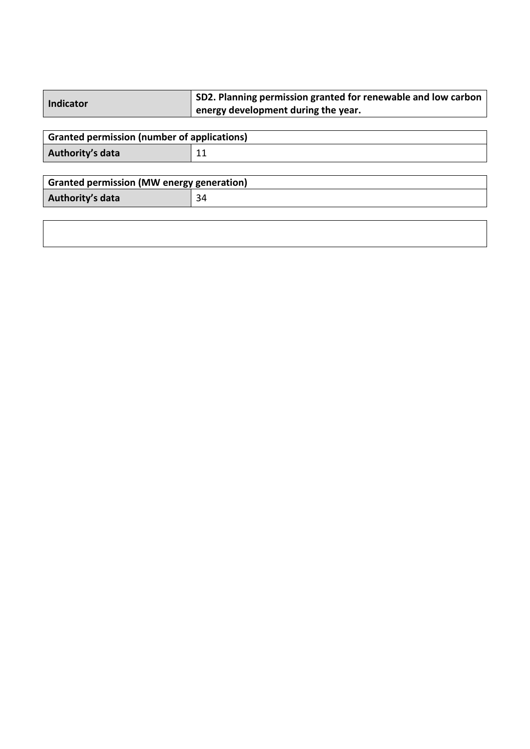| Indicator | SD2. Planning permission granted for renewable and low carbon energy development during the year. |
| --- | --- |

| Granted permission (number of applications) | |
| --- | --- |
| Authority's data | 11 |

| Granted permission (MW energy generation) | |
| --- | --- |
| Authority's data | 34 |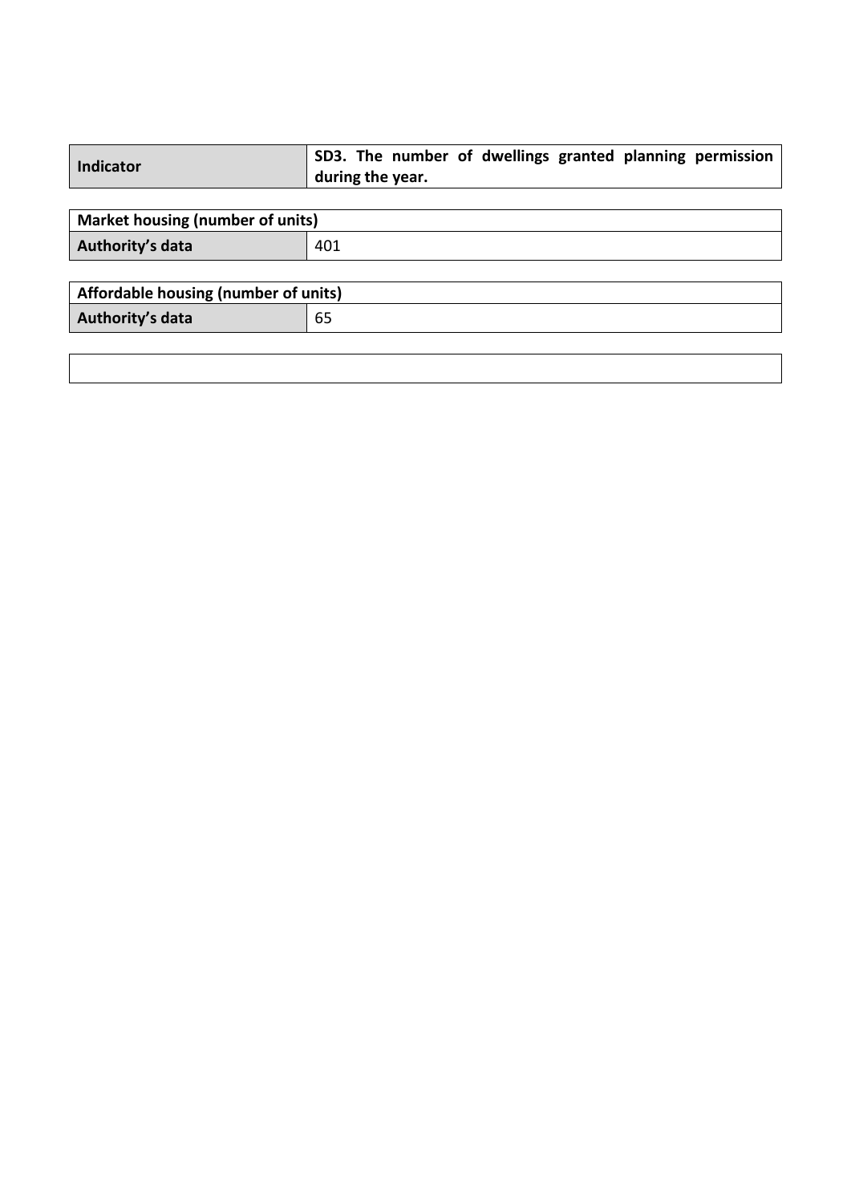| Indicator | **SD3. The number of dwellings granted planning permission during the year.** |
|---|---|

| **Market housing (number of units)** | |
|---|---|
| **Authority's data** | 401 |

| **Affordable housing (number of units)** | |
|---|---|
| **Authority's data** | 65 |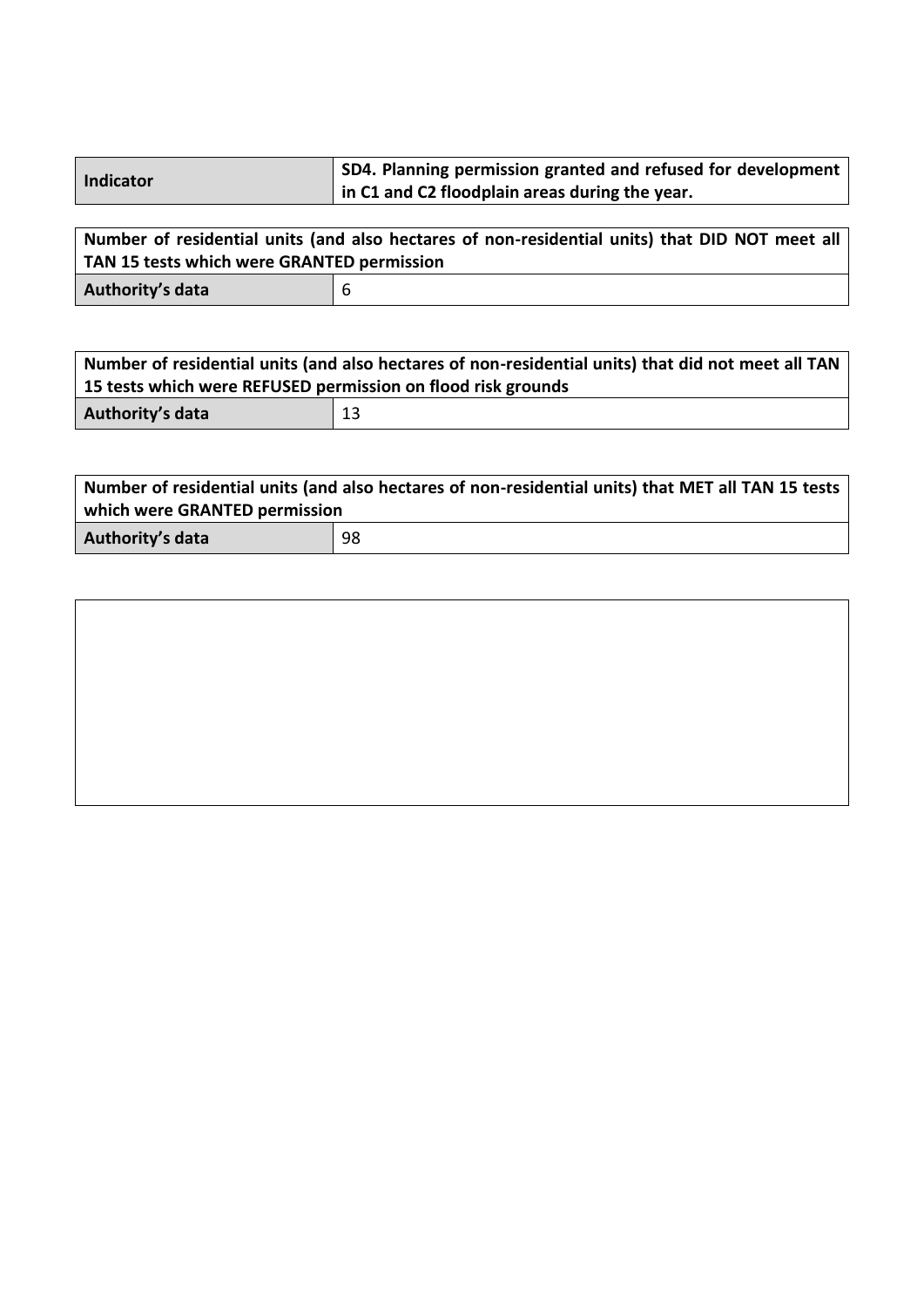| Indicator | SD4. Planning permission granted and refused for development in C1 and C2 floodplain areas during the year. |
| --- | --- |

| Number of residential units (and also hectares of non-residential units) that DID NOT meet all TAN 15 tests which were GRANTED permission | |
| --- | --- |
| Authority's data | 6 |

| Number of residential units (and also hectares of non-residential units) that did not meet all TAN 15 tests which were REFUSED permission on flood risk grounds | |
| --- | --- |
| Authority's data | 13 |

| Number of residential units (and also hectares of non-residential units) that MET all TAN 15 tests which were GRANTED permission | |
| --- | --- |
| Authority's data | 98 |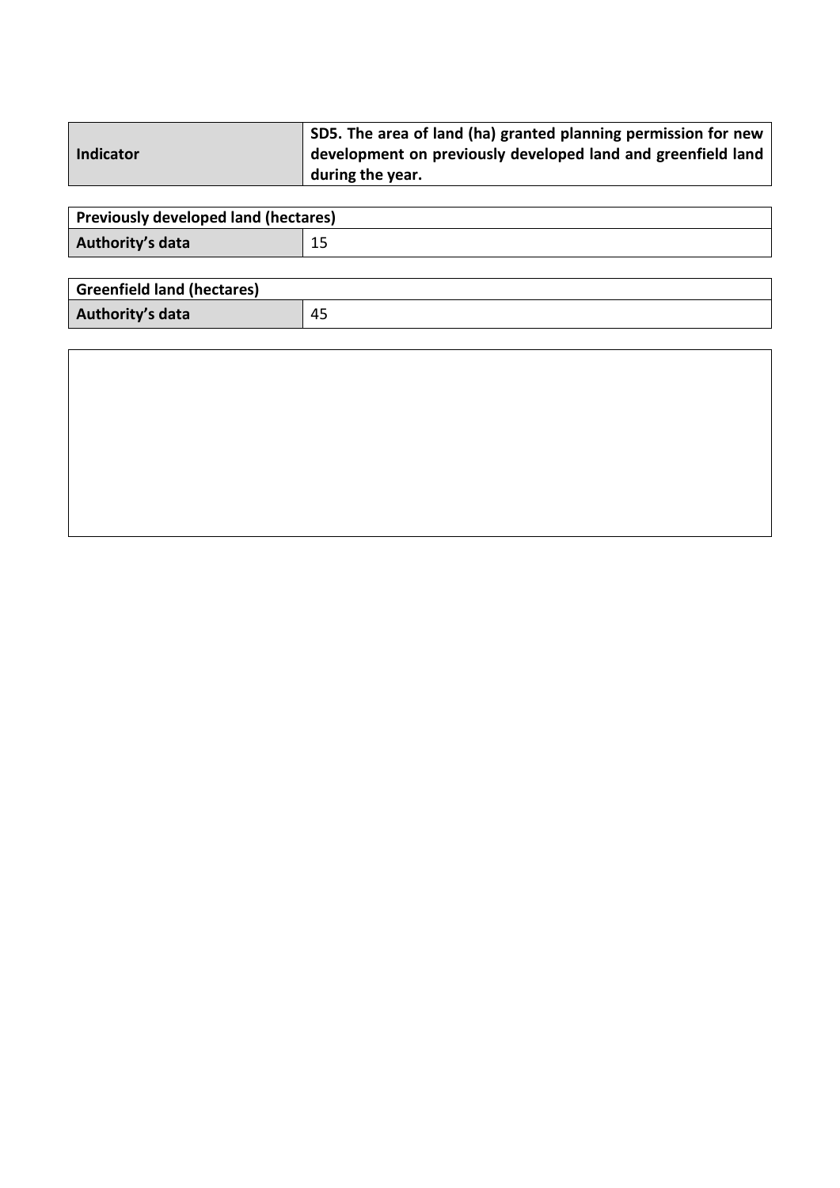| Indicator | SD5. The area of land (ha) granted planning permission for new development on previously developed land and greenfield land during the year. |
|---|---|

| Previously developed land (hectares) | |
|---|---|
| Authority's data | 15 |

| Greenfield land (hectares) | |
|---|---|
| Authority's data | 45 |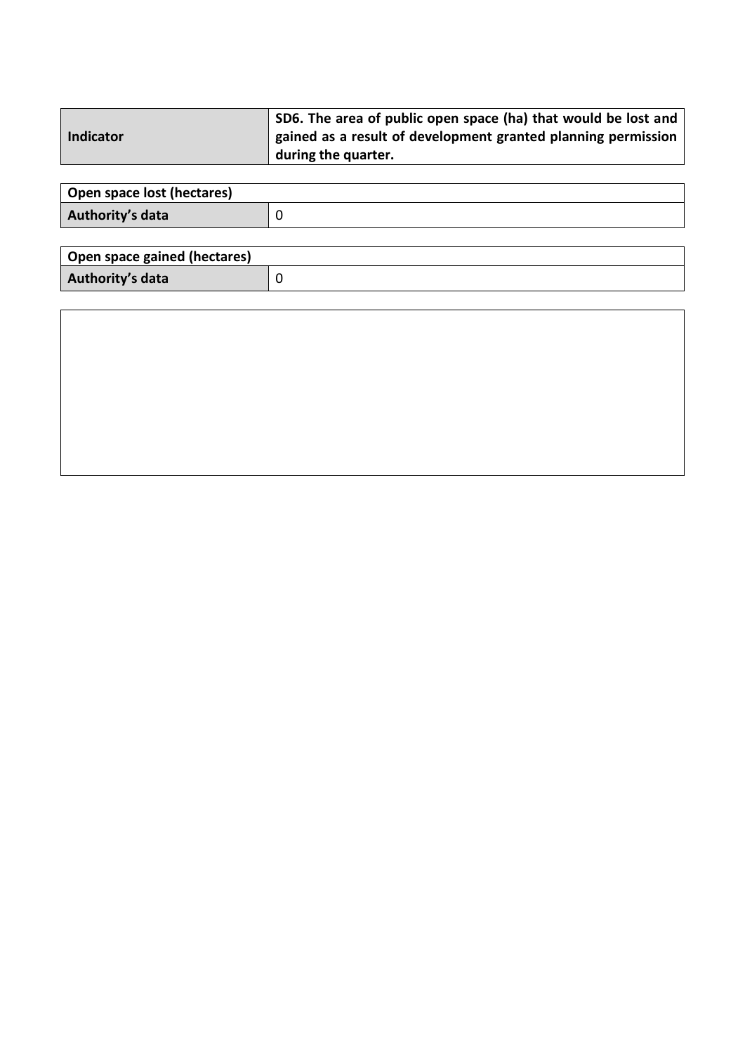| Indicator | SD6. The area of public open space (ha) that would be lost and gained as a result of development granted planning permission during the quarter. |
|---|---|

| Open space lost (hectares) | |
|---|---|
| **Authority's data** | 0 |

| Open space gained (hectares) | |
|---|---|
| **Authority's data** | 0 |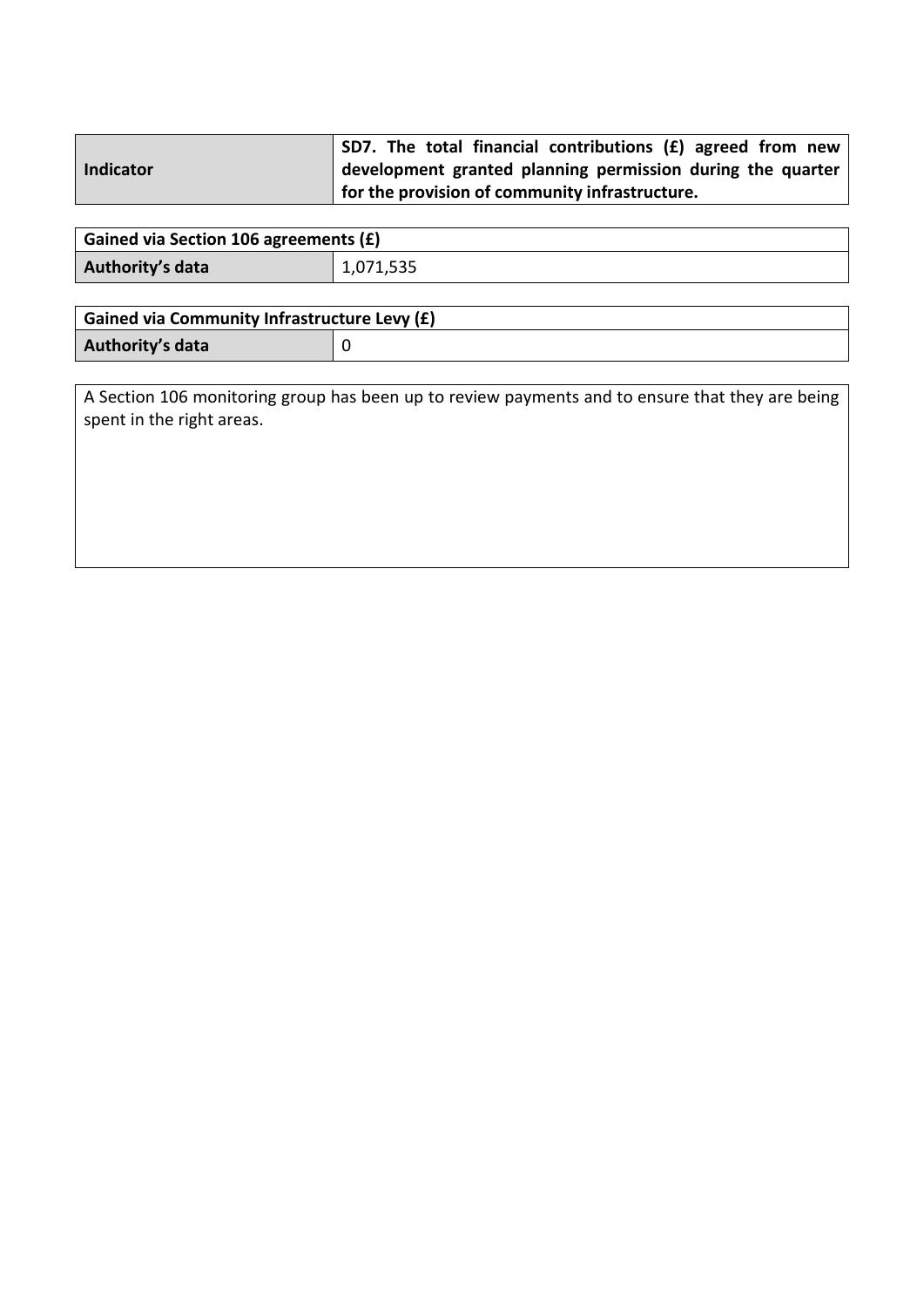| | |
|---|---|
| **Indicator** | **SD7. The total financial contributions (£) agreed from new development granted planning permission during the quarter for the provision of community infrastructure.** |

| **Gained via Section 106 agreements (£)** | |
|---|---|
| **Authority's data** | 1,071,535 |

| **Gained via Community Infrastructure Levy (£)** | |
|---|---|
| **Authority's data** | 0 |

A Section 106 monitoring group has been up to review payments and to ensure that they are being spent in the right areas.